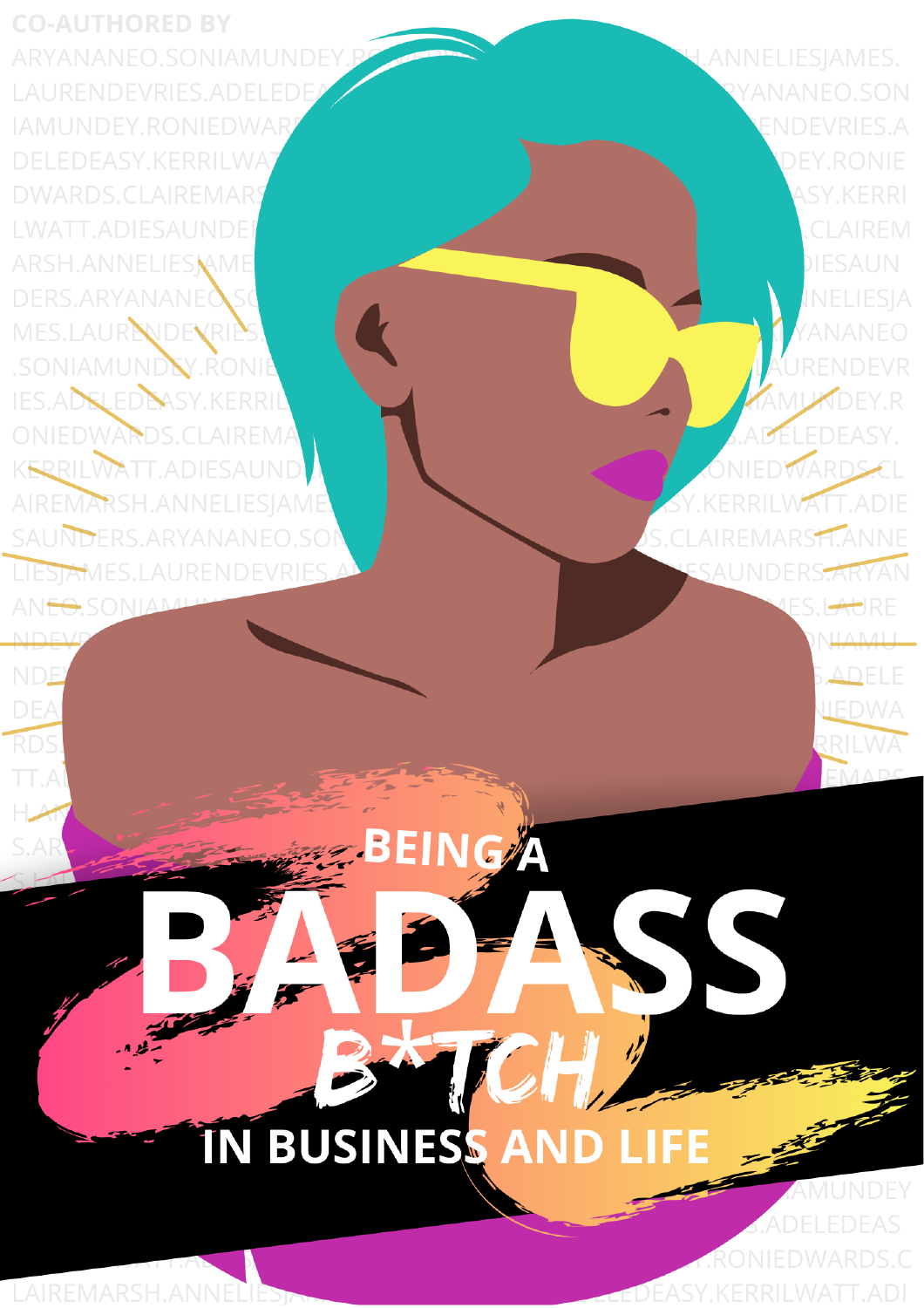CO-AUTHORED BY

ARYANANEO.SONIAMUNDEY.RONIEDWARDS.CLAIREMARSH.ANNELIESJAMES.LAURENDEVRIES.ADELEDEASY.KERRILWATT.ADIESAUNDERS

# BEING A BADASS B*TCH IN BUSINESS AND LIFE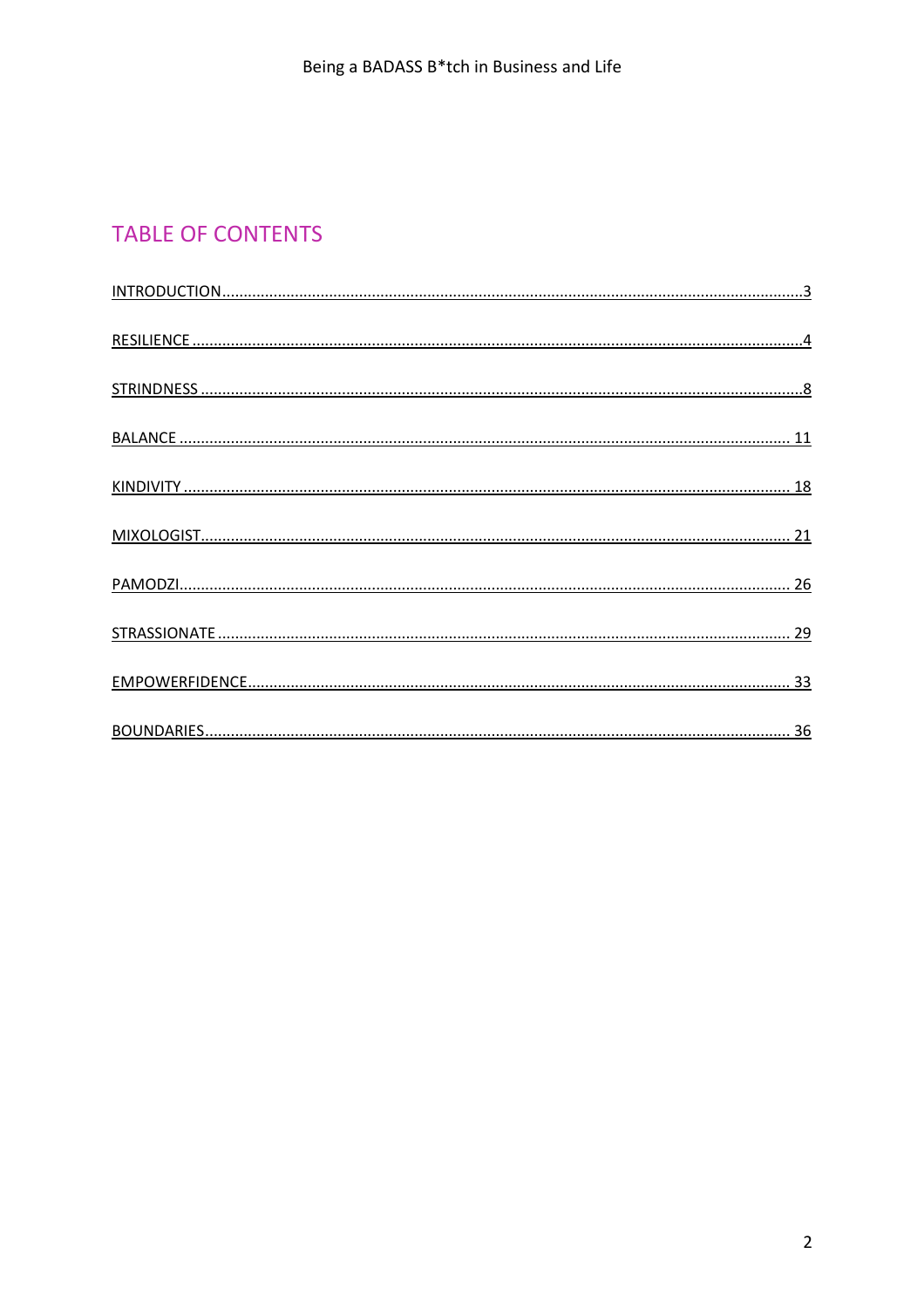# TABLE OF CONTENTS

INTRODUCTION....................................................................................................................................3

RESILIENCE ..........................................................................................................................................4

STRINDNESS .........................................................................................................................................8

BALANCE ........................................................................................................................................... 11

KINDIVITY .......................................................................................................................................... 18

MIXOLOGIST....................................................................................................................................... 21

PAMODZI............................................................................................................................................ 26

STRASSIONATE .................................................................................................................................. 29

EMPOWERFIDENCE............................................................................................................................ 33

BOUNDARIES...................................................................................................................................... 36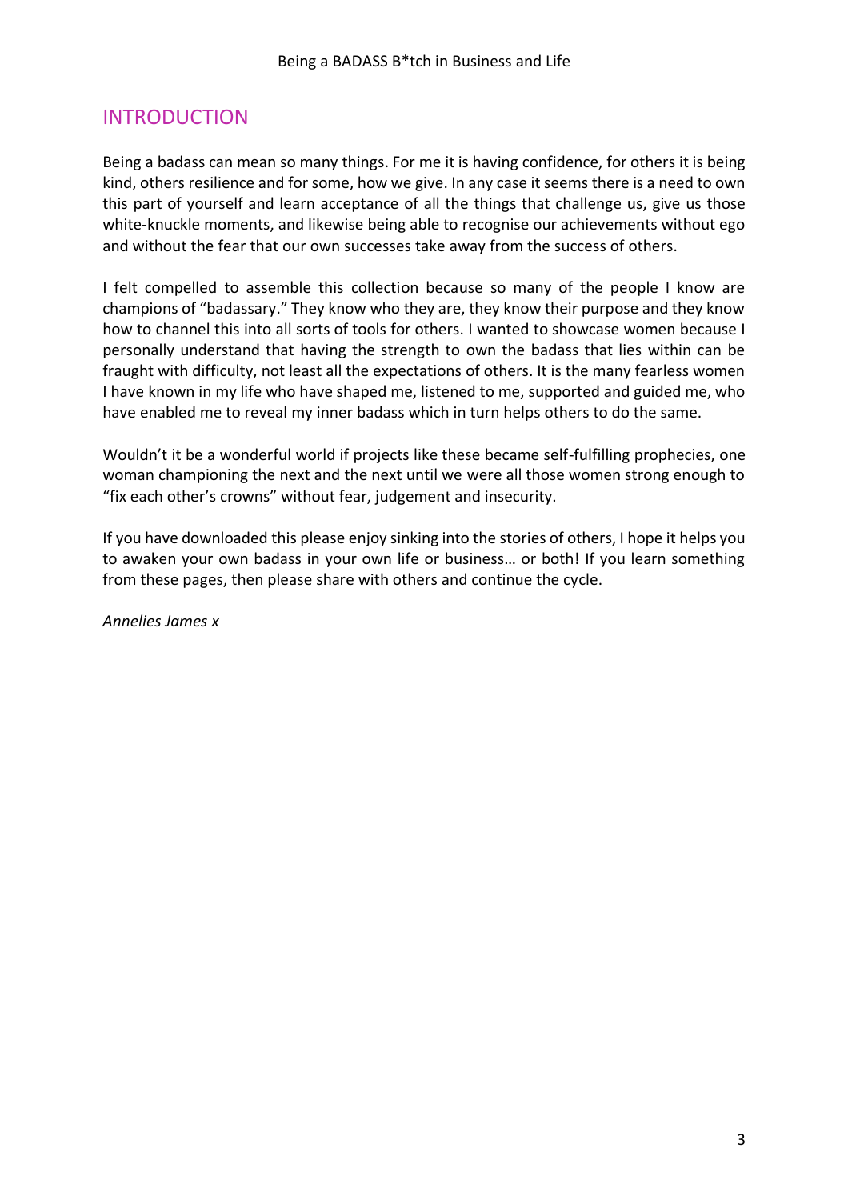## INTRODUCTION

Being a badass can mean so many things. For me it is having confidence, for others it is being kind, others resilience and for some, how we give. In any case it seems there is a need to own this part of yourself and learn acceptance of all the things that challenge us, give us those white-knuckle moments, and likewise being able to recognise our achievements without ego and without the fear that our own successes take away from the success of others.

I felt compelled to assemble this collection because so many of the people I know are champions of "badassary." They know who they are, they know their purpose and they know how to channel this into all sorts of tools for others. I wanted to showcase women because I personally understand that having the strength to own the badass that lies within can be fraught with difficulty, not least all the expectations of others. It is the many fearless women I have known in my life who have shaped me, listened to me, supported and guided me, who have enabled me to reveal my inner badass which in turn helps others to do the same.

Wouldn't it be a wonderful world if projects like these became self-fulfilling prophecies, one woman championing the next and the next until we were all those women strong enough to "fix each other's crowns" without fear, judgement and insecurity.

If you have downloaded this please enjoy sinking into the stories of others, I hope it helps you to awaken your own badass in your own life or business… or both! If you learn something from these pages, then please share with others and continue the cycle.

*Annelies James x*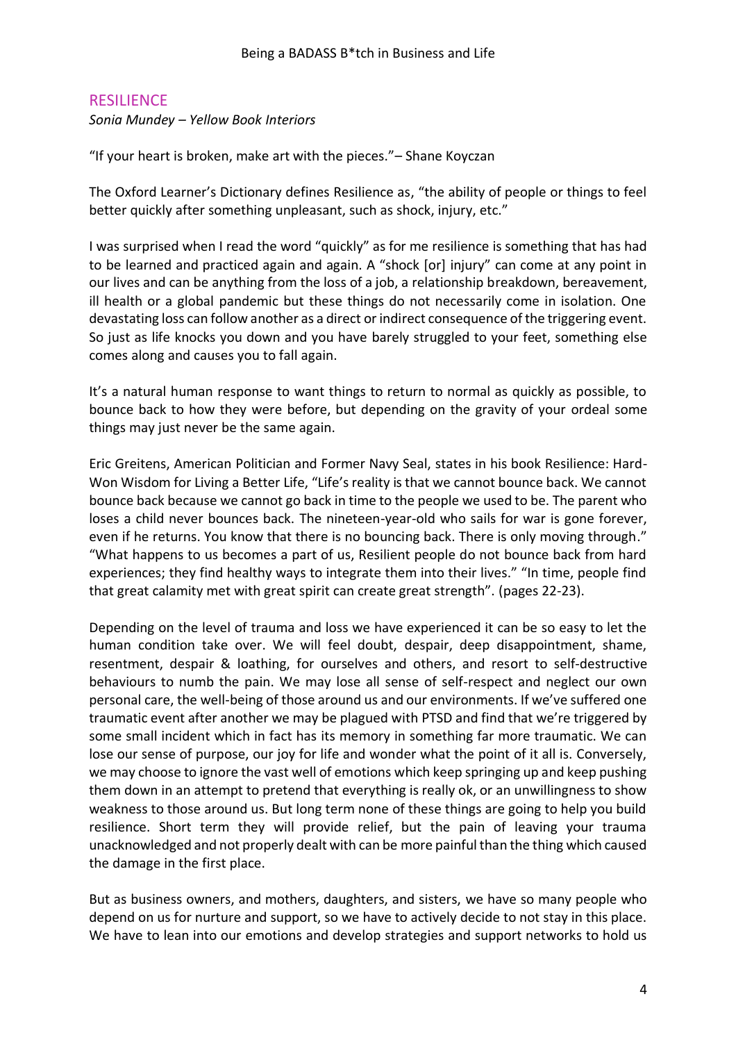## RESILIENCE

*Sonia Mundey – Yellow Book Interiors*

“If your heart is broken, make art with the pieces.”– Shane Koyczan

The Oxford Learner’s Dictionary defines Resilience as, “the ability of people or things to feel better quickly after something unpleasant, such as shock, injury, etc.”

I was surprised when I read the word “quickly” as for me resilience is something that has had to be learned and practiced again and again. A “shock [or] injury” can come at any point in our lives and can be anything from the loss of a job, a relationship breakdown, bereavement, ill health or a global pandemic but these things do not necessarily come in isolation. One devastating loss can follow another as a direct or indirect consequence of the triggering event. So just as life knocks you down and you have barely struggled to your feet, something else comes along and causes you to fall again.

It’s a natural human response to want things to return to normal as quickly as possible, to bounce back to how they were before, but depending on the gravity of your ordeal some things may just never be the same again.

Eric Greitens, American Politician and Former Navy Seal, states in his book Resilience: Hard-Won Wisdom for Living a Better Life, “Life’s reality is that we cannot bounce back. We cannot bounce back because we cannot go back in time to the people we used to be. The parent who loses a child never bounces back. The nineteen-year-old who sails for war is gone forever, even if he returns. You know that there is no bouncing back. There is only moving through.” “What happens to us becomes a part of us, Resilient people do not bounce back from hard experiences; they find healthy ways to integrate them into their lives.” “In time, people find that great calamity met with great spirit can create great strength”. (pages 22-23).

Depending on the level of trauma and loss we have experienced it can be so easy to let the human condition take over. We will feel doubt, despair, deep disappointment, shame, resentment, despair & loathing, for ourselves and others, and resort to self-destructive behaviours to numb the pain. We may lose all sense of self-respect and neglect our own personal care, the well-being of those around us and our environments. If we’ve suffered one traumatic event after another we may be plagued with PTSD and find that we’re triggered by some small incident which in fact has its memory in something far more traumatic. We can lose our sense of purpose, our joy for life and wonder what the point of it all is. Conversely, we may choose to ignore the vast well of emotions which keep springing up and keep pushing them down in an attempt to pretend that everything is really ok, or an unwillingness to show weakness to those around us. But long term none of these things are going to help you build resilience. Short term they will provide relief, but the pain of leaving your trauma unacknowledged and not properly dealt with can be more painful than the thing which caused the damage in the first place.

But as business owners, and mothers, daughters, and sisters, we have so many people who depend on us for nurture and support, so we have to actively decide to not stay in this place. We have to lean into our emotions and develop strategies and support networks to hold us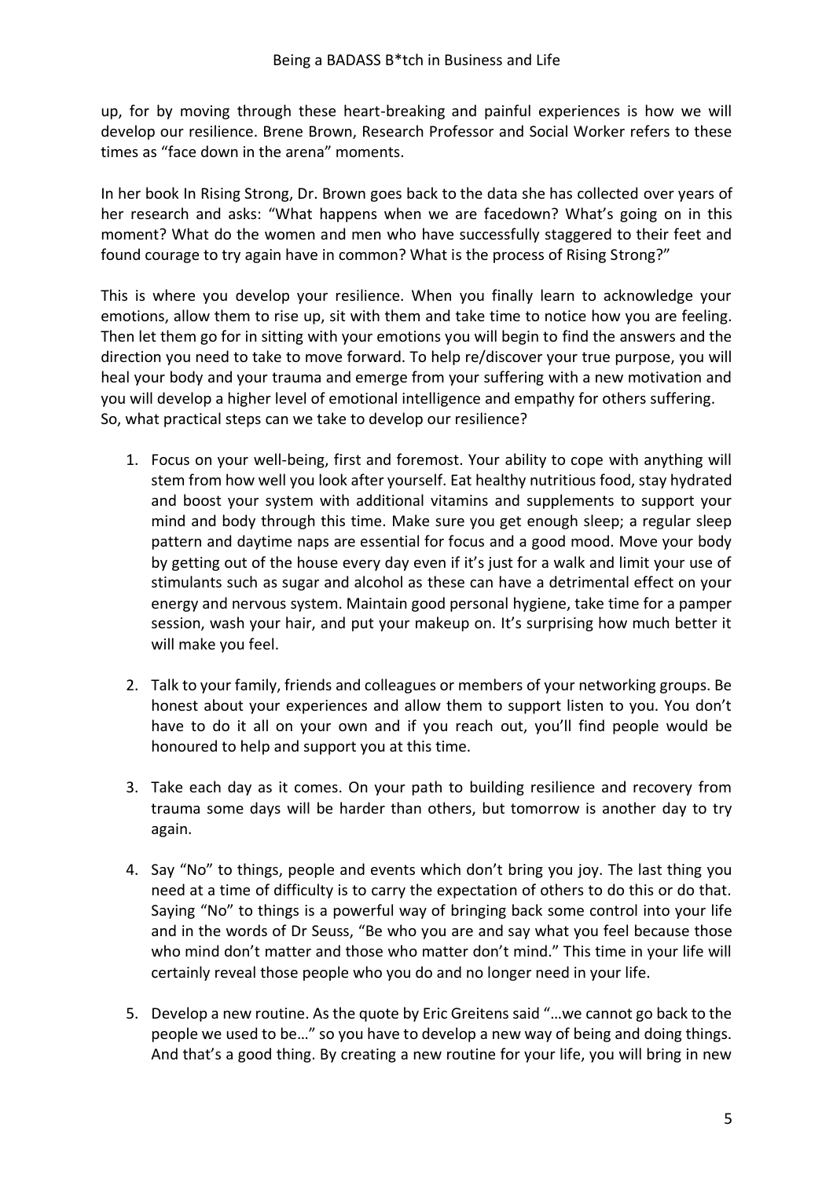up, for by moving through these heart-breaking and painful experiences is how we will develop our resilience. Brene Brown, Research Professor and Social Worker refers to these times as "face down in the arena" moments.

In her book In Rising Strong, Dr. Brown goes back to the data she has collected over years of her research and asks: "What happens when we are facedown? What's going on in this moment? What do the women and men who have successfully staggered to their feet and found courage to try again have in common? What is the process of Rising Strong?"

This is where you develop your resilience. When you finally learn to acknowledge your emotions, allow them to rise up, sit with them and take time to notice how you are feeling. Then let them go for in sitting with your emotions you will begin to find the answers and the direction you need to take to move forward. To help re/discover your true purpose, you will heal your body and your trauma and emerge from your suffering with a new motivation and you will develop a higher level of emotional intelligence and empathy for others suffering.
So, what practical steps can we take to develop our resilience?

1. Focus on your well-being, first and foremost. Your ability to cope with anything will stem from how well you look after yourself. Eat healthy nutritious food, stay hydrated and boost your system with additional vitamins and supplements to support your mind and body through this time. Make sure you get enough sleep; a regular sleep pattern and daytime naps are essential for focus and a good mood. Move your body by getting out of the house every day even if it's just for a walk and limit your use of stimulants such as sugar and alcohol as these can have a detrimental effect on your energy and nervous system. Maintain good personal hygiene, take time for a pamper session, wash your hair, and put your makeup on. It's surprising how much better it will make you feel.

2. Talk to your family, friends and colleagues or members of your networking groups. Be honest about your experiences and allow them to support listen to you. You don't have to do it all on your own and if you reach out, you'll find people would be honoured to help and support you at this time.

3. Take each day as it comes. On your path to building resilience and recovery from trauma some days will be harder than others, but tomorrow is another day to try again.

4. Say "No" to things, people and events which don't bring you joy. The last thing you need at a time of difficulty is to carry the expectation of others to do this or do that. Saying "No" to things is a powerful way of bringing back some control into your life and in the words of Dr Seuss, "Be who you are and say what you feel because those who mind don't matter and those who matter don't mind." This time in your life will certainly reveal those people who you do and no longer need in your life.

5. Develop a new routine. As the quote by Eric Greitens said "…we cannot go back to the people we used to be…" so you have to develop a new way of being and doing things. And that's a good thing. By creating a new routine for your life, you will bring in new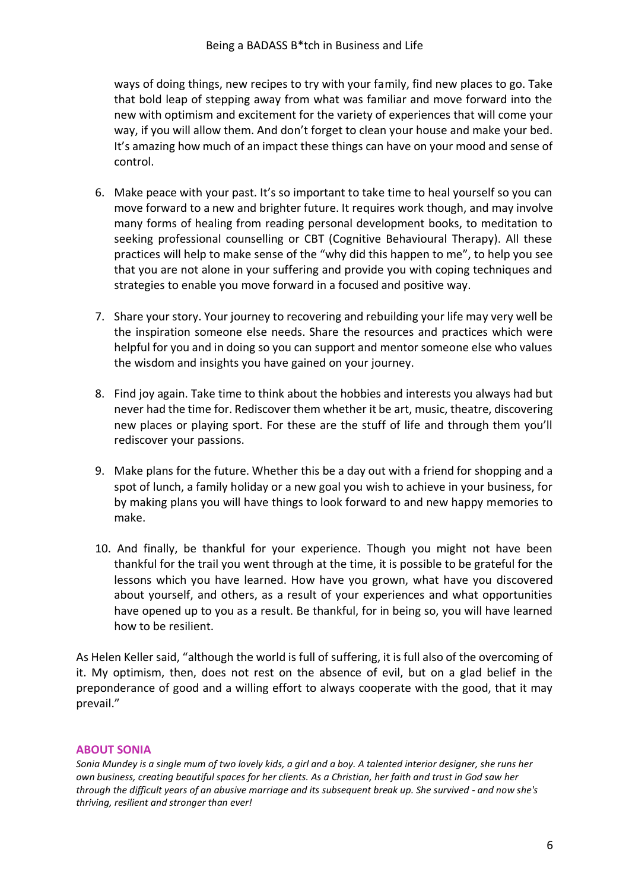ways of doing things, new recipes to try with your family, find new places to go. Take that bold leap of stepping away from what was familiar and move forward into the new with optimism and excitement for the variety of experiences that will come your way, if you will allow them. And don't forget to clean your house and make your bed. It's amazing how much of an impact these things can have on your mood and sense of control.

6. Make peace with your past. It's so important to take time to heal yourself so you can move forward to a new and brighter future. It requires work though, and may involve many forms of healing from reading personal development books, to meditation to seeking professional counselling or CBT (Cognitive Behavioural Therapy). All these practices will help to make sense of the "why did this happen to me", to help you see that you are not alone in your suffering and provide you with coping techniques and strategies to enable you move forward in a focused and positive way.

7. Share your story. Your journey to recovering and rebuilding your life may very well be the inspiration someone else needs. Share the resources and practices which were helpful for you and in doing so you can support and mentor someone else who values the wisdom and insights you have gained on your journey.

8. Find joy again. Take time to think about the hobbies and interests you always had but never had the time for. Rediscover them whether it be art, music, theatre, discovering new places or playing sport. For these are the stuff of life and through them you'll rediscover your passions.

9. Make plans for the future. Whether this be a day out with a friend for shopping and a spot of lunch, a family holiday or a new goal you wish to achieve in your business, for by making plans you will have things to look forward to and new happy memories to make.

10. And finally, be thankful for your experience. Though you might not have been thankful for the trail you went through at the time, it is possible to be grateful for the lessons which you have learned. How have you grown, what have you discovered about yourself, and others, as a result of your experiences and what opportunities have opened up to you as a result. Be thankful, for in being so, you will have learned how to be resilient.

As Helen Keller said, "although the world is full of suffering, it is full also of the overcoming of it. My optimism, then, does not rest on the absence of evil, but on a glad belief in the preponderance of good and a willing effort to always cooperate with the good, that it may prevail."

### ABOUT SONIA

*Sonia Mundey is a single mum of two lovely kids, a girl and a boy. A talented interior designer, she runs her own business, creating beautiful spaces for her clients. As a Christian, her faith and trust in God saw her through the difficult years of an abusive marriage and its subsequent break up. She survived - and now she's thriving, resilient and stronger than ever!*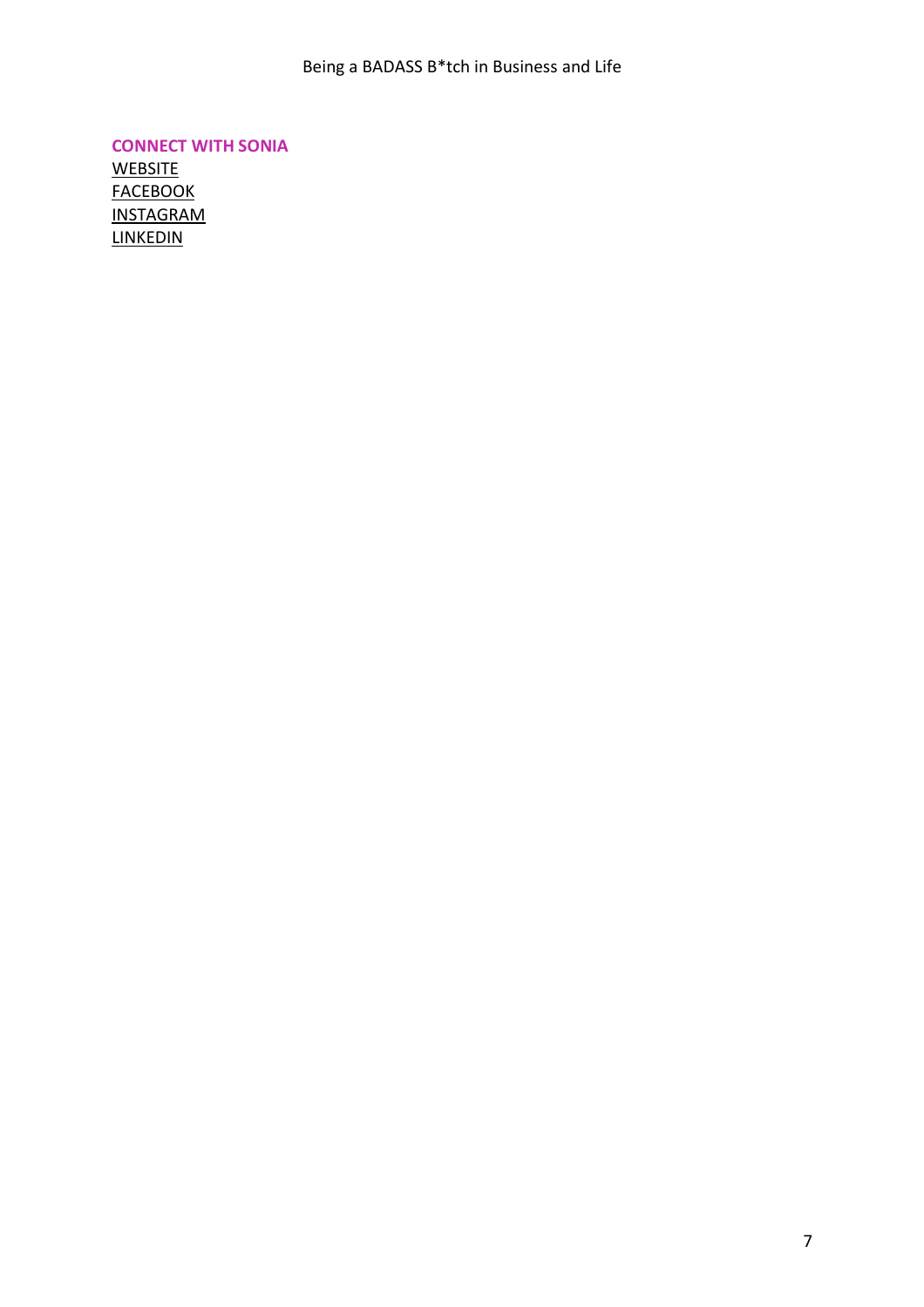**CONNECT WITH SONIA**

WEBSITE
FACEBOOK
INSTAGRAM
LINKEDIN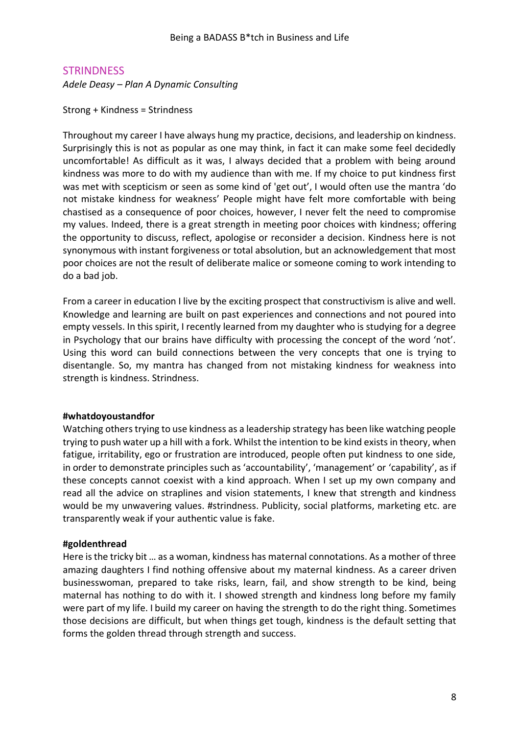## STRINDNESS

*Adele Deasy – Plan A Dynamic Consulting*

Strong + Kindness = Strindness

Throughout my career I have always hung my practice, decisions, and leadership on kindness. Surprisingly this is not as popular as one may think, in fact it can make some feel decidedly uncomfortable! As difficult as it was, I always decided that a problem with being around kindness was more to do with my audience than with me. If my choice to put kindness first was met with scepticism or seen as some kind of 'get out', I would often use the mantra 'do not mistake kindness for weakness' People might have felt more comfortable with being chastised as a consequence of poor choices, however, I never felt the need to compromise my values. Indeed, there is a great strength in meeting poor choices with kindness; offering the opportunity to discuss, reflect, apologise or reconsider a decision. Kindness here is not synonymous with instant forgiveness or total absolution, but an acknowledgement that most poor choices are not the result of deliberate malice or someone coming to work intending to do a bad job.

From a career in education I live by the exciting prospect that constructivism is alive and well. Knowledge and learning are built on past experiences and connections and not poured into empty vessels. In this spirit, I recently learned from my daughter who is studying for a degree in Psychology that our brains have difficulty with processing the concept of the word 'not'. Using this word can build connections between the very concepts that one is trying to disentangle. So, my mantra has changed from not mistaking kindness for weakness into strength is kindness. Strindness.

**#whatdoyoustandfor**

Watching others trying to use kindness as a leadership strategy has been like watching people trying to push water up a hill with a fork. Whilst the intention to be kind exists in theory, when fatigue, irritability, ego or frustration are introduced, people often put kindness to one side, in order to demonstrate principles such as 'accountability', 'management' or 'capability', as if these concepts cannot coexist with a kind approach. When I set up my own company and read all the advice on straplines and vision statements, I knew that strength and kindness would be my unwavering values. #strindness. Publicity, social platforms, marketing etc. are transparently weak if your authentic value is fake.

**#goldenthread**

Here is the tricky bit … as a woman, kindness has maternal connotations. As a mother of three amazing daughters I find nothing offensive about my maternal kindness. As a career driven businesswoman, prepared to take risks, learn, fail, and show strength to be kind, being maternal has nothing to do with it. I showed strength and kindness long before my family were part of my life. I build my career on having the strength to do the right thing. Sometimes those decisions are difficult, but when things get tough, kindness is the default setting that forms the golden thread through strength and success.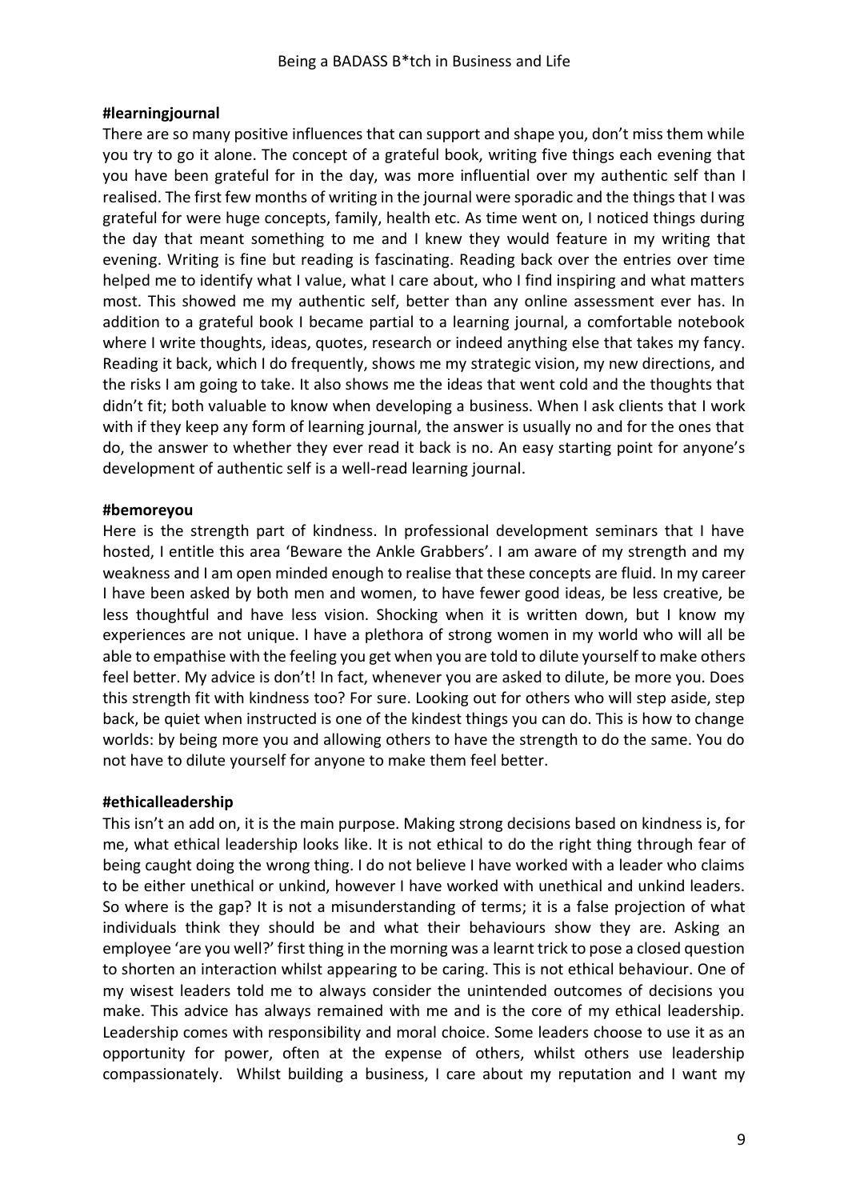**#learningjournal**

There are so many positive influences that can support and shape you, don't miss them while you try to go it alone. The concept of a grateful book, writing five things each evening that you have been grateful for in the day, was more influential over my authentic self than I realised. The first few months of writing in the journal were sporadic and the things that I was grateful for were huge concepts, family, health etc. As time went on, I noticed things during the day that meant something to me and I knew they would feature in my writing that evening. Writing is fine but reading is fascinating. Reading back over the entries over time helped me to identify what I value, what I care about, who I find inspiring and what matters most. This showed me my authentic self, better than any online assessment ever has. In addition to a grateful book I became partial to a learning journal, a comfortable notebook where I write thoughts, ideas, quotes, research or indeed anything else that takes my fancy. Reading it back, which I do frequently, shows me my strategic vision, my new directions, and the risks I am going to take. It also shows me the ideas that went cold and the thoughts that didn't fit; both valuable to know when developing a business. When I ask clients that I work with if they keep any form of learning journal, the answer is usually no and for the ones that do, the answer to whether they ever read it back is no. An easy starting point for anyone's development of authentic self is a well-read learning journal.

**#bemoreyou**

Here is the strength part of kindness. In professional development seminars that I have hosted, I entitle this area 'Beware the Ankle Grabbers'. I am aware of my strength and my weakness and I am open minded enough to realise that these concepts are fluid. In my career I have been asked by both men and women, to have fewer good ideas, be less creative, be less thoughtful and have less vision. Shocking when it is written down, but I know my experiences are not unique. I have a plethora of strong women in my world who will all be able to empathise with the feeling you get when you are told to dilute yourself to make others feel better. My advice is don't! In fact, whenever you are asked to dilute, be more you. Does this strength fit with kindness too? For sure. Looking out for others who will step aside, step back, be quiet when instructed is one of the kindest things you can do. This is how to change worlds: by being more you and allowing others to have the strength to do the same. You do not have to dilute yourself for anyone to make them feel better.

**#ethicalleadership**

This isn't an add on, it is the main purpose. Making strong decisions based on kindness is, for me, what ethical leadership looks like. It is not ethical to do the right thing through fear of being caught doing the wrong thing. I do not believe I have worked with a leader who claims to be either unethical or unkind, however I have worked with unethical and unkind leaders. So where is the gap? It is not a misunderstanding of terms; it is a false projection of what individuals think they should be and what their behaviours show they are. Asking an employee 'are you well?' first thing in the morning was a learnt trick to pose a closed question to shorten an interaction whilst appearing to be caring. This is not ethical behaviour. One of my wisest leaders told me to always consider the unintended outcomes of decisions you make. This advice has always remained with me and is the core of my ethical leadership. Leadership comes with responsibility and moral choice. Some leaders choose to use it as an opportunity for power, often at the expense of others, whilst others use leadership compassionately. Whilst building a business, I care about my reputation and I want my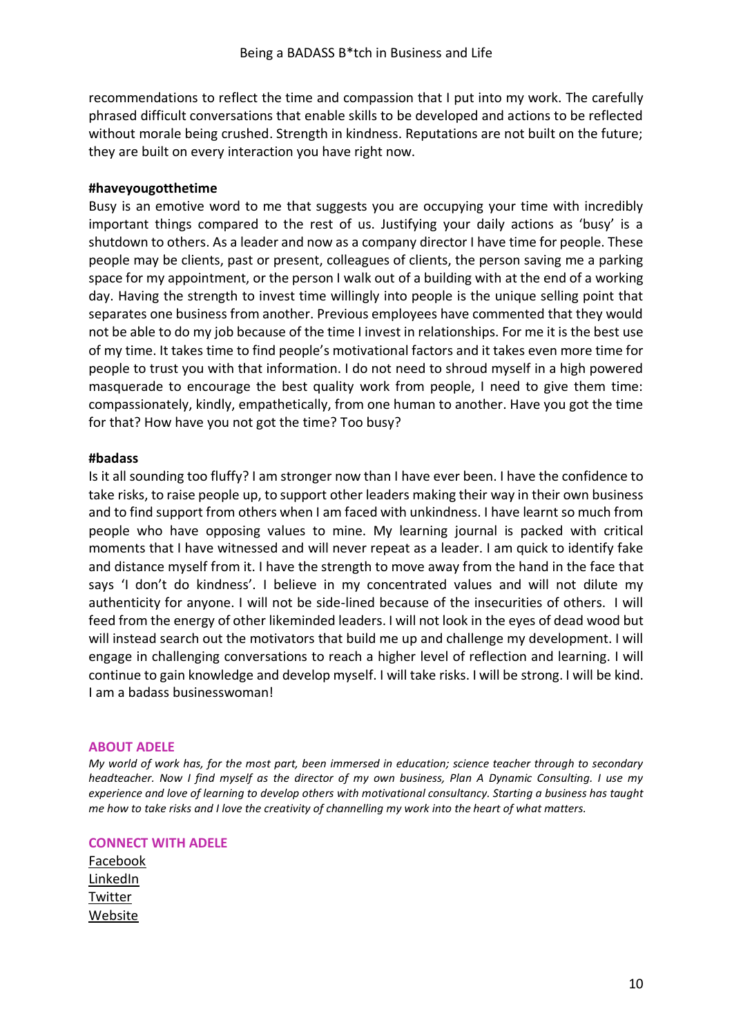recommendations to reflect the time and compassion that I put into my work. The carefully phrased difficult conversations that enable skills to be developed and actions to be reflected without morale being crushed. Strength in kindness. Reputations are not built on the future; they are built on every interaction you have right now.

**#haveyougotthetime**

Busy is an emotive word to me that suggests you are occupying your time with incredibly important things compared to the rest of us. Justifying your daily actions as 'busy' is a shutdown to others. As a leader and now as a company director I have time for people. These people may be clients, past or present, colleagues of clients, the person saving me a parking space for my appointment, or the person I walk out of a building with at the end of a working day. Having the strength to invest time willingly into people is the unique selling point that separates one business from another. Previous employees have commented that they would not be able to do my job because of the time I invest in relationships. For me it is the best use of my time. It takes time to find people's motivational factors and it takes even more time for people to trust you with that information. I do not need to shroud myself in a high powered masquerade to encourage the best quality work from people, I need to give them time: compassionately, kindly, empathetically, from one human to another. Have you got the time for that? How have you not got the time? Too busy?

**#badass**

Is it all sounding too fluffy? I am stronger now than I have ever been. I have the confidence to take risks, to raise people up, to support other leaders making their way in their own business and to find support from others when I am faced with unkindness. I have learnt so much from people who have opposing values to mine. My learning journal is packed with critical moments that I have witnessed and will never repeat as a leader. I am quick to identify fake and distance myself from it. I have the strength to move away from the hand in the face that says 'I don't do kindness'. I believe in my concentrated values and will not dilute my authenticity for anyone. I will not be side-lined because of the insecurities of others. I will feed from the energy of other likeminded leaders. I will not look in the eyes of dead wood but will instead search out the motivators that build me up and challenge my development. I will engage in challenging conversations to reach a higher level of reflection and learning. I will continue to gain knowledge and develop myself. I will take risks. I will be strong. I will be kind. I am a badass businesswoman!

**ABOUT ADELE**

*My world of work has, for the most part, been immersed in education; science teacher through to secondary headteacher. Now I find myself as the director of my own business, Plan A Dynamic Consulting. I use my experience and love of learning to develop others with motivational consultancy. Starting a business has taught me how to take risks and I love the creativity of channelling my work into the heart of what matters.*

**CONNECT WITH ADELE**

Facebook
LinkedIn
Twitter
Website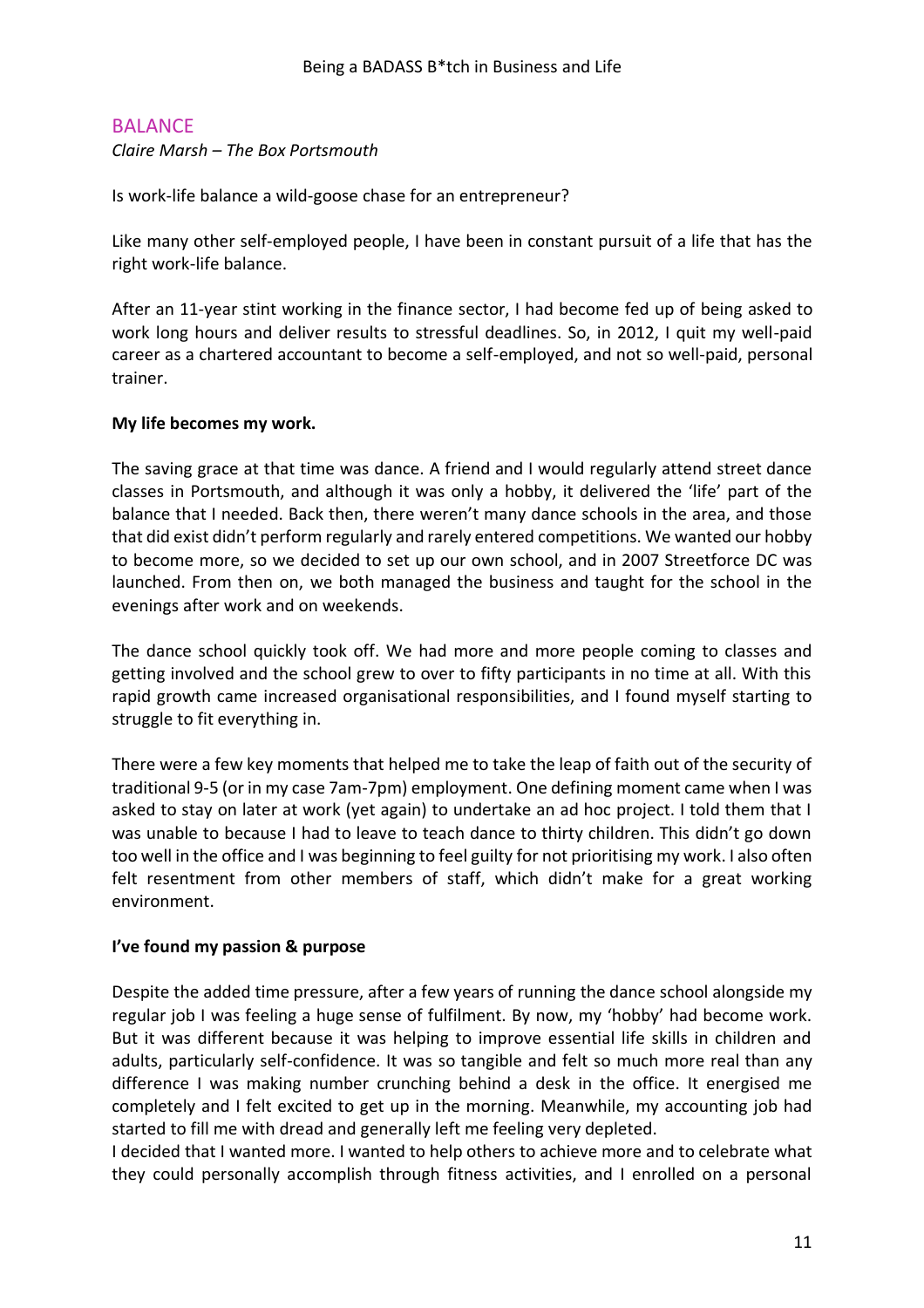## BALANCE

*Claire Marsh – The Box Portsmouth*

Is work-life balance a wild-goose chase for an entrepreneur?

Like many other self-employed people, I have been in constant pursuit of a life that has the right work-life balance.

After an 11-year stint working in the finance sector, I had become fed up of being asked to work long hours and deliver results to stressful deadlines. So, in 2012, I quit my well-paid career as a chartered accountant to become a self-employed, and not so well-paid, personal trainer.

**My life becomes my work.**

The saving grace at that time was dance. A friend and I would regularly attend street dance classes in Portsmouth, and although it was only a hobby, it delivered the 'life' part of the balance that I needed. Back then, there weren't many dance schools in the area, and those that did exist didn't perform regularly and rarely entered competitions. We wanted our hobby to become more, so we decided to set up our own school, and in 2007 Streetforce DC was launched. From then on, we both managed the business and taught for the school in the evenings after work and on weekends.

The dance school quickly took off. We had more and more people coming to classes and getting involved and the school grew to over to fifty participants in no time at all. With this rapid growth came increased organisational responsibilities, and I found myself starting to struggle to fit everything in.

There were a few key moments that helped me to take the leap of faith out of the security of traditional 9-5 (or in my case 7am-7pm) employment. One defining moment came when I was asked to stay on later at work (yet again) to undertake an ad hoc project. I told them that I was unable to because I had to leave to teach dance to thirty children. This didn't go down too well in the office and I was beginning to feel guilty for not prioritising my work. I also often felt resentment from other members of staff, which didn't make for a great working environment.

**I've found my passion & purpose**

Despite the added time pressure, after a few years of running the dance school alongside my regular job I was feeling a huge sense of fulfilment. By now, my 'hobby' had become work. But it was different because it was helping to improve essential life skills in children and adults, particularly self-confidence. It was so tangible and felt so much more real than any difference I was making number crunching behind a desk in the office. It energised me completely and I felt excited to get up in the morning. Meanwhile, my accounting job had started to fill me with dread and generally left me feeling very depleted.

I decided that I wanted more. I wanted to help others to achieve more and to celebrate what they could personally accomplish through fitness activities, and I enrolled on a personal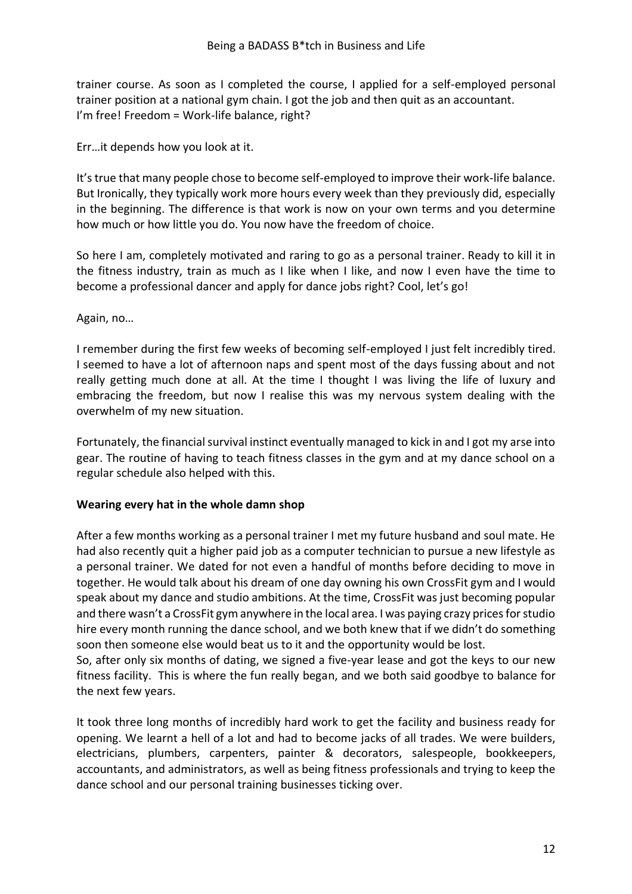trainer course. As soon as I completed the course, I applied for a self-employed personal trainer position at a national gym chain. I got the job and then quit as an accountant.
I'm free! Freedom = Work-life balance, right?

Err…it depends how you look at it.

It's true that many people chose to become self-employed to improve their work-life balance. But Ironically, they typically work more hours every week than they previously did, especially in the beginning. The difference is that work is now on your own terms and you determine how much or how little you do. You now have the freedom of choice.

So here I am, completely motivated and raring to go as a personal trainer. Ready to kill it in the fitness industry, train as much as I like when I like, and now I even have the time to become a professional dancer and apply for dance jobs right? Cool, let's go!

Again, no…

I remember during the first few weeks of becoming self-employed I just felt incredibly tired. I seemed to have a lot of afternoon naps and spent most of the days fussing about and not really getting much done at all. At the time I thought I was living the life of luxury and embracing the freedom, but now I realise this was my nervous system dealing with the overwhelm of my new situation.

Fortunately, the financial survival instinct eventually managed to kick in and I got my arse into gear. The routine of having to teach fitness classes in the gym and at my dance school on a regular schedule also helped with this.

**Wearing every hat in the whole damn shop**

After a few months working as a personal trainer I met my future husband and soul mate. He had also recently quit a higher paid job as a computer technician to pursue a new lifestyle as a personal trainer. We dated for not even a handful of months before deciding to move in together. He would talk about his dream of one day owning his own CrossFit gym and I would speak about my dance and studio ambitions. At the time, CrossFit was just becoming popular and there wasn't a CrossFit gym anywhere in the local area. I was paying crazy prices for studio hire every month running the dance school, and we both knew that if we didn't do something soon then someone else would beat us to it and the opportunity would be lost.
So, after only six months of dating, we signed a five-year lease and got the keys to our new fitness facility. This is where the fun really began, and we both said goodbye to balance for the next few years.

It took three long months of incredibly hard work to get the facility and business ready for opening. We learnt a hell of a lot and had to become jacks of all trades. We were builders, electricians, plumbers, carpenters, painter & decorators, salespeople, bookkeepers, accountants, and administrators, as well as being fitness professionals and trying to keep the dance school and our personal training businesses ticking over.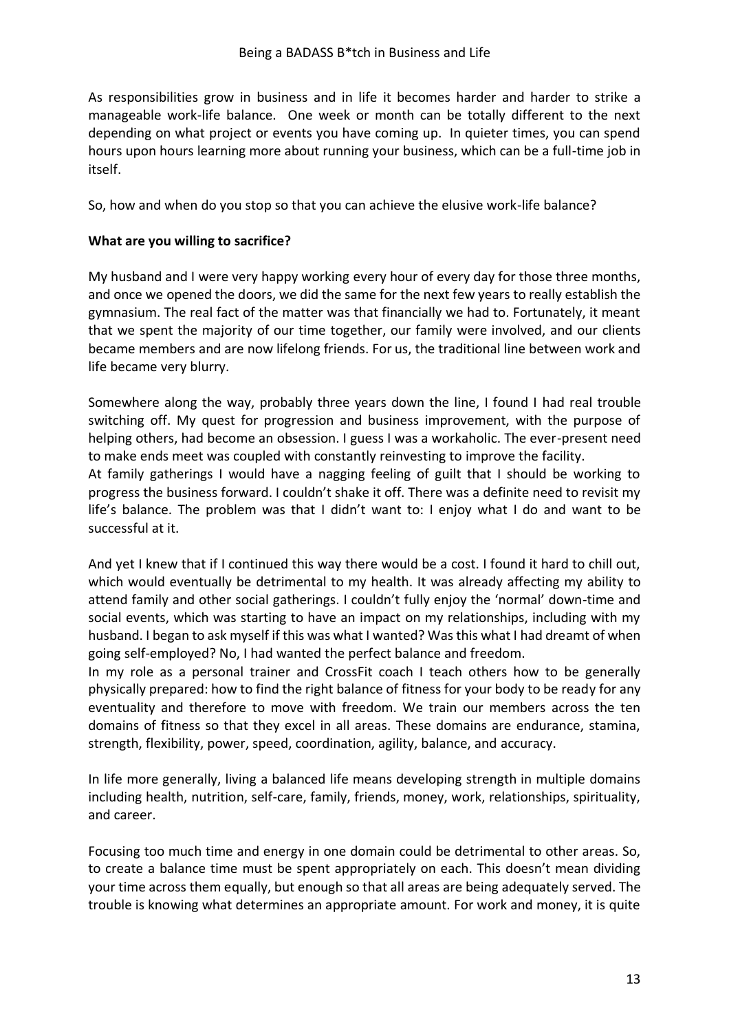As responsibilities grow in business and in life it becomes harder and harder to strike a manageable work-life balance. One week or month can be totally different to the next depending on what project or events you have coming up. In quieter times, you can spend hours upon hours learning more about running your business, which can be a full-time job in itself.

So, how and when do you stop so that you can achieve the elusive work-life balance?

**What are you willing to sacrifice?**

My husband and I were very happy working every hour of every day for those three months, and once we opened the doors, we did the same for the next few years to really establish the gymnasium. The real fact of the matter was that financially we had to. Fortunately, it meant that we spent the majority of our time together, our family were involved, and our clients became members and are now lifelong friends. For us, the traditional line between work and life became very blurry.

Somewhere along the way, probably three years down the line, I found I had real trouble switching off. My quest for progression and business improvement, with the purpose of helping others, had become an obsession. I guess I was a workaholic. The ever-present need to make ends meet was coupled with constantly reinvesting to improve the facility.
At family gatherings I would have a nagging feeling of guilt that I should be working to progress the business forward. I couldn't shake it off. There was a definite need to revisit my life's balance. The problem was that I didn't want to: I enjoy what I do and want to be successful at it.

And yet I knew that if I continued this way there would be a cost. I found it hard to chill out, which would eventually be detrimental to my health. It was already affecting my ability to attend family and other social gatherings. I couldn't fully enjoy the 'normal' down-time and social events, which was starting to have an impact on my relationships, including with my husband. I began to ask myself if this was what I wanted? Was this what I had dreamt of when going self-employed? No, I had wanted the perfect balance and freedom.
In my role as a personal trainer and CrossFit coach I teach others how to be generally physically prepared: how to find the right balance of fitness for your body to be ready for any eventuality and therefore to move with freedom. We train our members across the ten domains of fitness so that they excel in all areas. These domains are endurance, stamina, strength, flexibility, power, speed, coordination, agility, balance, and accuracy.

In life more generally, living a balanced life means developing strength in multiple domains including health, nutrition, self-care, family, friends, money, work, relationships, spirituality, and career.

Focusing too much time and energy in one domain could be detrimental to other areas. So, to create a balance time must be spent appropriately on each. This doesn't mean dividing your time across them equally, but enough so that all areas are being adequately served. The trouble is knowing what determines an appropriate amount. For work and money, it is quite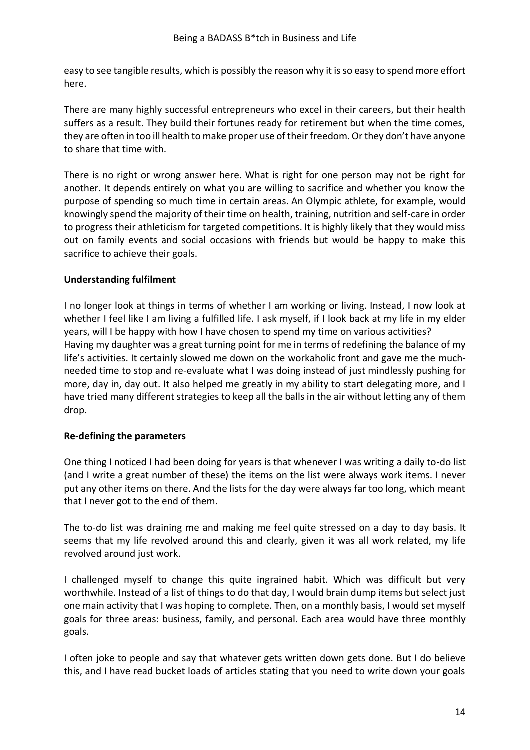easy to see tangible results, which is possibly the reason why it is so easy to spend more effort here.

There are many highly successful entrepreneurs who excel in their careers, but their health suffers as a result. They build their fortunes ready for retirement but when the time comes, they are often in too ill health to make proper use of their freedom. Or they don't have anyone to share that time with.

There is no right or wrong answer here. What is right for one person may not be right for another. It depends entirely on what you are willing to sacrifice and whether you know the purpose of spending so much time in certain areas. An Olympic athlete, for example, would knowingly spend the majority of their time on health, training, nutrition and self-care in order to progress their athleticism for targeted competitions. It is highly likely that they would miss out on family events and social occasions with friends but would be happy to make this sacrifice to achieve their goals.

**Understanding fulfilment**

I no longer look at things in terms of whether I am working or living. Instead, I now look at whether I feel like I am living a fulfilled life. I ask myself, if I look back at my life in my elder years, will I be happy with how I have chosen to spend my time on various activities?
Having my daughter was a great turning point for me in terms of redefining the balance of my life's activities. It certainly slowed me down on the workaholic front and gave me the much-needed time to stop and re-evaluate what I was doing instead of just mindlessly pushing for more, day in, day out. It also helped me greatly in my ability to start delegating more, and I have tried many different strategies to keep all the balls in the air without letting any of them drop.

**Re-defining the parameters**

One thing I noticed I had been doing for years is that whenever I was writing a daily to-do list (and I write a great number of these) the items on the list were always work items. I never put any other items on there. And the lists for the day were always far too long, which meant that I never got to the end of them.

The to-do list was draining me and making me feel quite stressed on a day to day basis. It seems that my life revolved around this and clearly, given it was all work related, my life revolved around just work.

I challenged myself to change this quite ingrained habit. Which was difficult but very worthwhile. Instead of a list of things to do that day, I would brain dump items but select just one main activity that I was hoping to complete. Then, on a monthly basis, I would set myself goals for three areas: business, family, and personal. Each area would have three monthly goals.

I often joke to people and say that whatever gets written down gets done. But I do believe this, and I have read bucket loads of articles stating that you need to write down your goals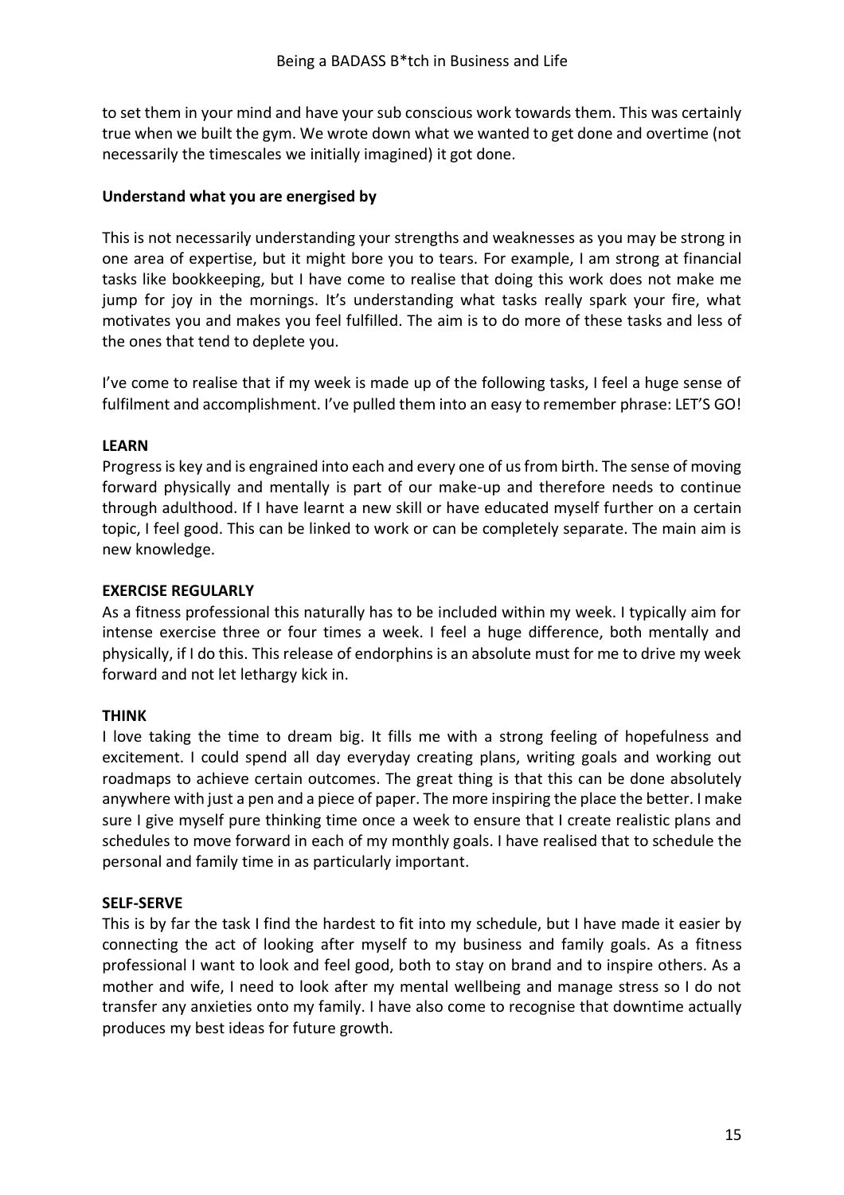to set them in your mind and have your sub conscious work towards them. This was certainly true when we built the gym. We wrote down what we wanted to get done and overtime (not necessarily the timescales we initially imagined) it got done.

**Understand what you are energised by**

This is not necessarily understanding your strengths and weaknesses as you may be strong in one area of expertise, but it might bore you to tears. For example, I am strong at financial tasks like bookkeeping, but I have come to realise that doing this work does not make me jump for joy in the mornings. It's understanding what tasks really spark your fire, what motivates you and makes you feel fulfilled. The aim is to do more of these tasks and less of the ones that tend to deplete you.

I've come to realise that if my week is made up of the following tasks, I feel a huge sense of fulfilment and accomplishment. I've pulled them into an easy to remember phrase: LET'S GO!

**LEARN**

Progress is key and is engrained into each and every one of us from birth. The sense of moving forward physically and mentally is part of our make-up and therefore needs to continue through adulthood. If I have learnt a new skill or have educated myself further on a certain topic, I feel good. This can be linked to work or can be completely separate. The main aim is new knowledge.

**EXERCISE REGULARLY**

As a fitness professional this naturally has to be included within my week. I typically aim for intense exercise three or four times a week. I feel a huge difference, both mentally and physically, if I do this. This release of endorphins is an absolute must for me to drive my week forward and not let lethargy kick in.

**THINK**

I love taking the time to dream big. It fills me with a strong feeling of hopefulness and excitement. I could spend all day everyday creating plans, writing goals and working out roadmaps to achieve certain outcomes. The great thing is that this can be done absolutely anywhere with just a pen and a piece of paper. The more inspiring the place the better. I make sure I give myself pure thinking time once a week to ensure that I create realistic plans and schedules to move forward in each of my monthly goals. I have realised that to schedule the personal and family time in as particularly important.

**SELF-SERVE**

This is by far the task I find the hardest to fit into my schedule, but I have made it easier by connecting the act of looking after myself to my business and family goals. As a fitness professional I want to look and feel good, both to stay on brand and to inspire others. As a mother and wife, I need to look after my mental wellbeing and manage stress so I do not transfer any anxieties onto my family. I have also come to recognise that downtime actually produces my best ideas for future growth.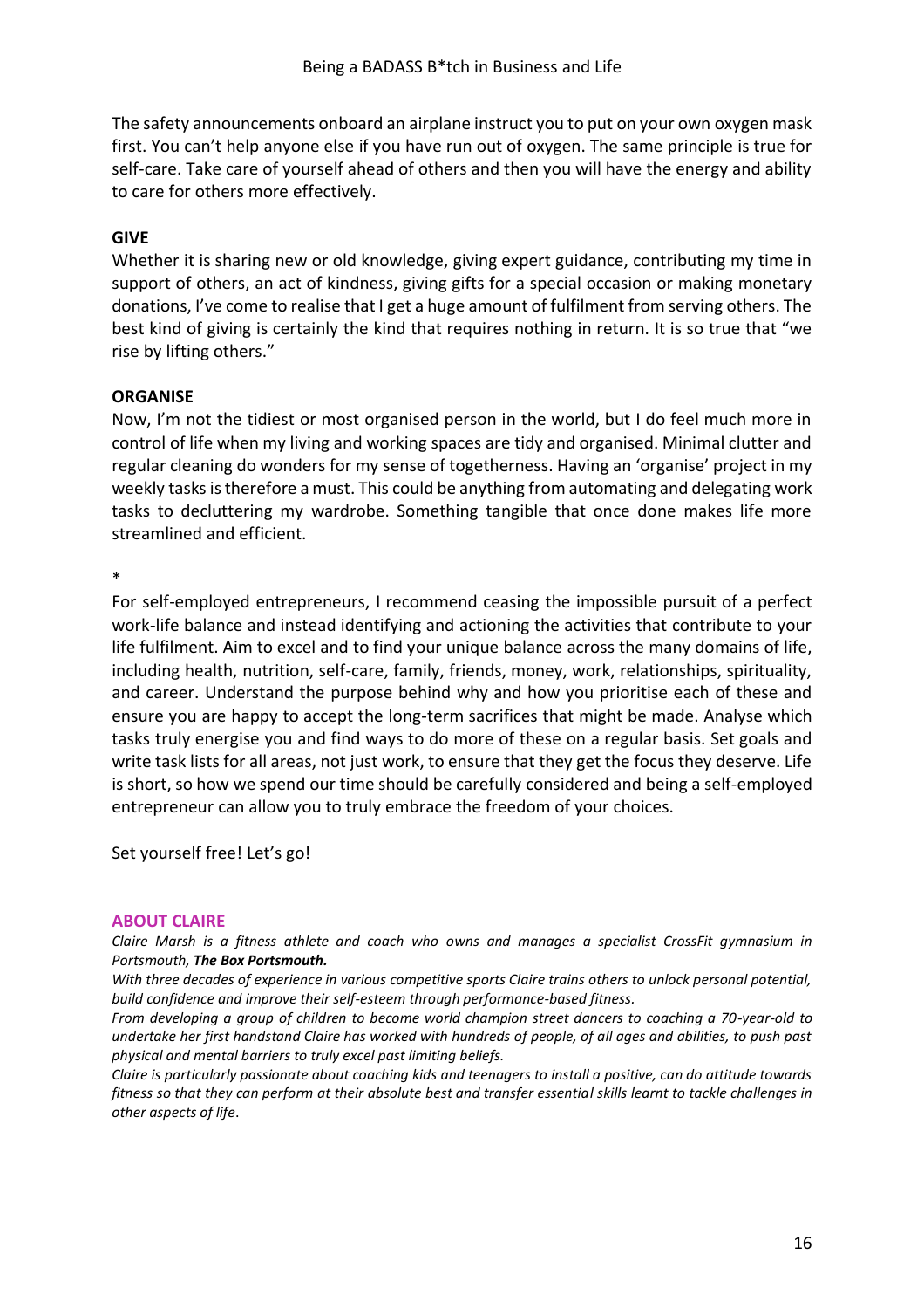The safety announcements onboard an airplane instruct you to put on your own oxygen mask first. You can't help anyone else if you have run out of oxygen. The same principle is true for self-care. Take care of yourself ahead of others and then you will have the energy and ability to care for others more effectively.

**GIVE**

Whether it is sharing new or old knowledge, giving expert guidance, contributing my time in support of others, an act of kindness, giving gifts for a special occasion or making monetary donations, I've come to realise that I get a huge amount of fulfilment from serving others. The best kind of giving is certainly the kind that requires nothing in return. It is so true that "we rise by lifting others."

**ORGANISE**

Now, I'm not the tidiest or most organised person in the world, but I do feel much more in control of life when my living and working spaces are tidy and organised. Minimal clutter and regular cleaning do wonders for my sense of togetherness. Having an 'organise' project in my weekly tasks is therefore a must. This could be anything from automating and delegating work tasks to decluttering my wardrobe. Something tangible that once done makes life more streamlined and efficient.

*

For self-employed entrepreneurs, I recommend ceasing the impossible pursuit of a perfect work-life balance and instead identifying and actioning the activities that contribute to your life fulfilment. Aim to excel and to find your unique balance across the many domains of life, including health, nutrition, self-care, family, friends, money, work, relationships, spirituality, and career. Understand the purpose behind why and how you prioritise each of these and ensure you are happy to accept the long-term sacrifices that might be made. Analyse which tasks truly energise you and find ways to do more of these on a regular basis. Set goals and write task lists for all areas, not just work, to ensure that they get the focus they deserve. Life is short, so how we spend our time should be carefully considered and being a self-employed entrepreneur can allow you to truly embrace the freedom of your choices.

Set yourself free! Let's go!

**ABOUT CLAIRE**

*Claire Marsh is a fitness athlete and coach who owns and manages a specialist CrossFit gymnasium in Portsmouth, **The Box Portsmouth.***

*With three decades of experience in various competitive sports Claire trains others to unlock personal potential, build confidence and improve their self-esteem through performance-based fitness.*

*From developing a group of children to become world champion street dancers to coaching a 70-year-old to undertake her first handstand Claire has worked with hundreds of people, of all ages and abilities, to push past physical and mental barriers to truly excel past limiting beliefs.*

*Claire is particularly passionate about coaching kids and teenagers to install a positive, can do attitude towards fitness so that they can perform at their absolute best and transfer essential skills learnt to tackle challenges in other aspects of life.*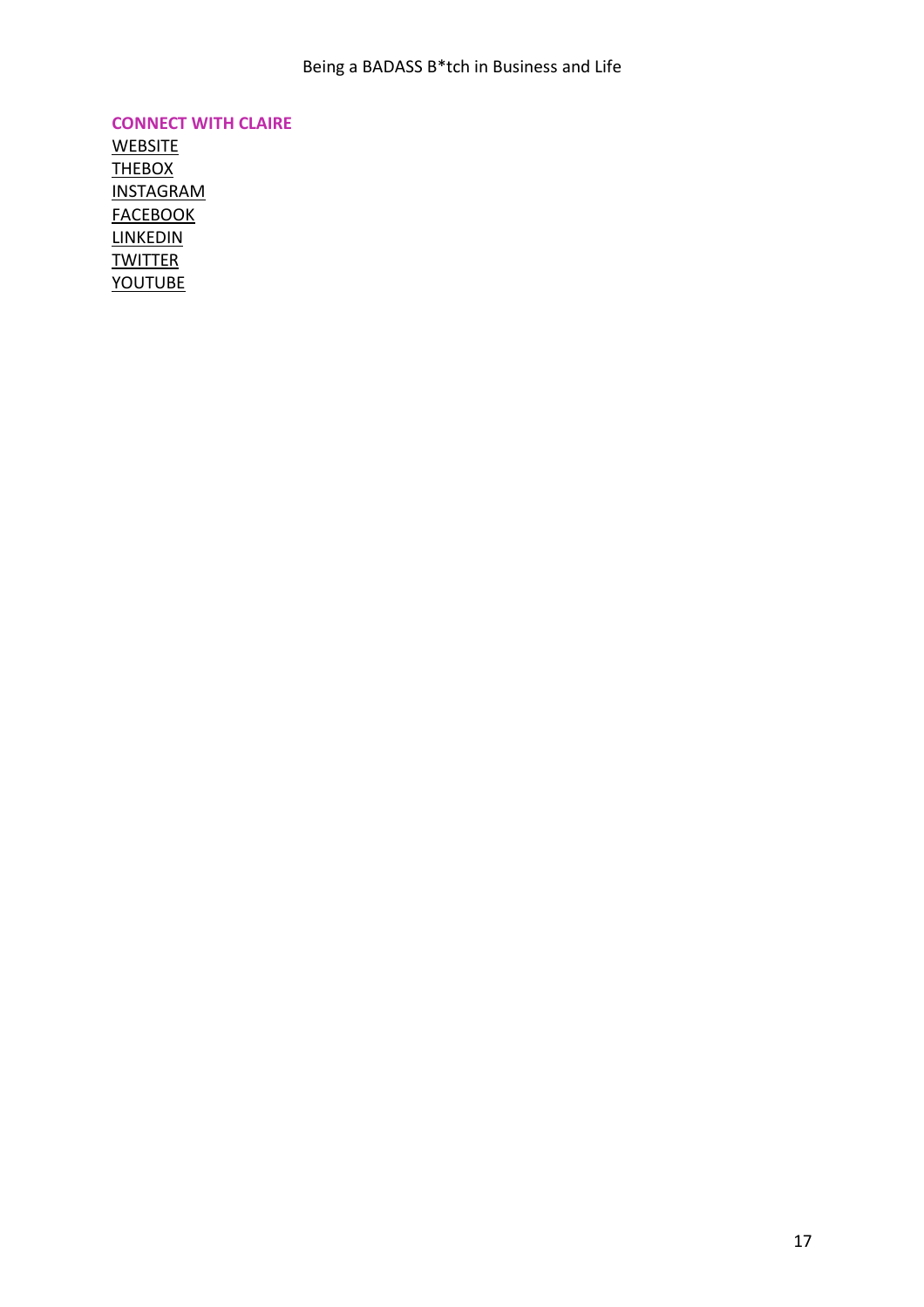**CONNECT WITH CLAIRE**

WEBSITE
THEBOX
INSTAGRAM
FACEBOOK
LINKEDIN
TWITTER
YOUTUBE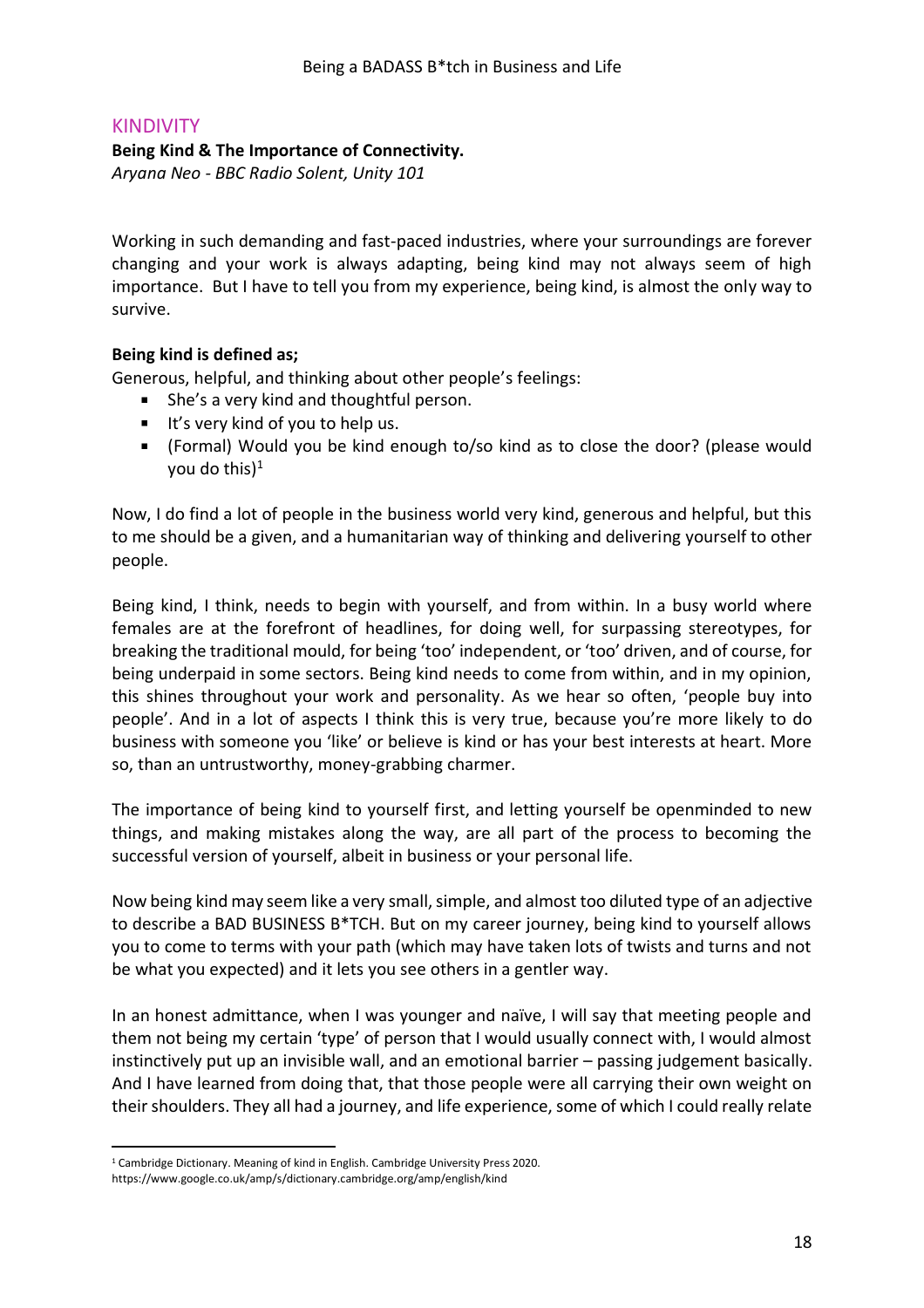## KINDIVITY

**Being Kind & The Importance of Connectivity.**
*Aryana Neo - BBC Radio Solent, Unity 101*

Working in such demanding and fast-paced industries, where your surroundings are forever changing and your work is always adapting, being kind may not always seem of high importance. But I have to tell you from my experience, being kind, is almost the only way to survive.

**Being kind is defined as;**

Generous, helpful, and thinking about other people's feelings:

- She's a very kind and thoughtful person.
- It's very kind of you to help us.
- (Formal) Would you be kind enough to/so kind as to close the door? (please would you do this)[1]

Now, I do find a lot of people in the business world very kind, generous and helpful, but this to me should be a given, and a humanitarian way of thinking and delivering yourself to other people.

Being kind, I think, needs to begin with yourself, and from within. In a busy world where females are at the forefront of headlines, for doing well, for surpassing stereotypes, for breaking the traditional mould, for being 'too' independent, or 'too' driven, and of course, for being underpaid in some sectors. Being kind needs to come from within, and in my opinion, this shines throughout your work and personality. As we hear so often, 'people buy into people'. And in a lot of aspects I think this is very true, because you're more likely to do business with someone you 'like' or believe is kind or has your best interests at heart. More so, than an untrustworthy, money-grabbing charmer.

The importance of being kind to yourself first, and letting yourself be openminded to new things, and making mistakes along the way, are all part of the process to becoming the successful version of yourself, albeit in business or your personal life.

Now being kind may seem like a very small, simple, and almost too diluted type of an adjective to describe a BAD BUSINESS B*TCH. But on my career journey, being kind to yourself allows you to come to terms with your path (which may have taken lots of twists and turns and not be what you expected) and it lets you see others in a gentler way.

In an honest admittance, when I was younger and naïve, I will say that meeting people and them not being my certain 'type' of person that I would usually connect with, I would almost instinctively put up an invisible wall, and an emotional barrier – passing judgement basically. And I have learned from doing that, that those people were all carrying their own weight on their shoulders. They all had a journey, and life experience, some of which I could really relate

---

[1] Cambridge Dictionary. Meaning of kind in English. Cambridge University Press 2020.
https://www.google.co.uk/amp/s/dictionary.cambridge.org/amp/english/kind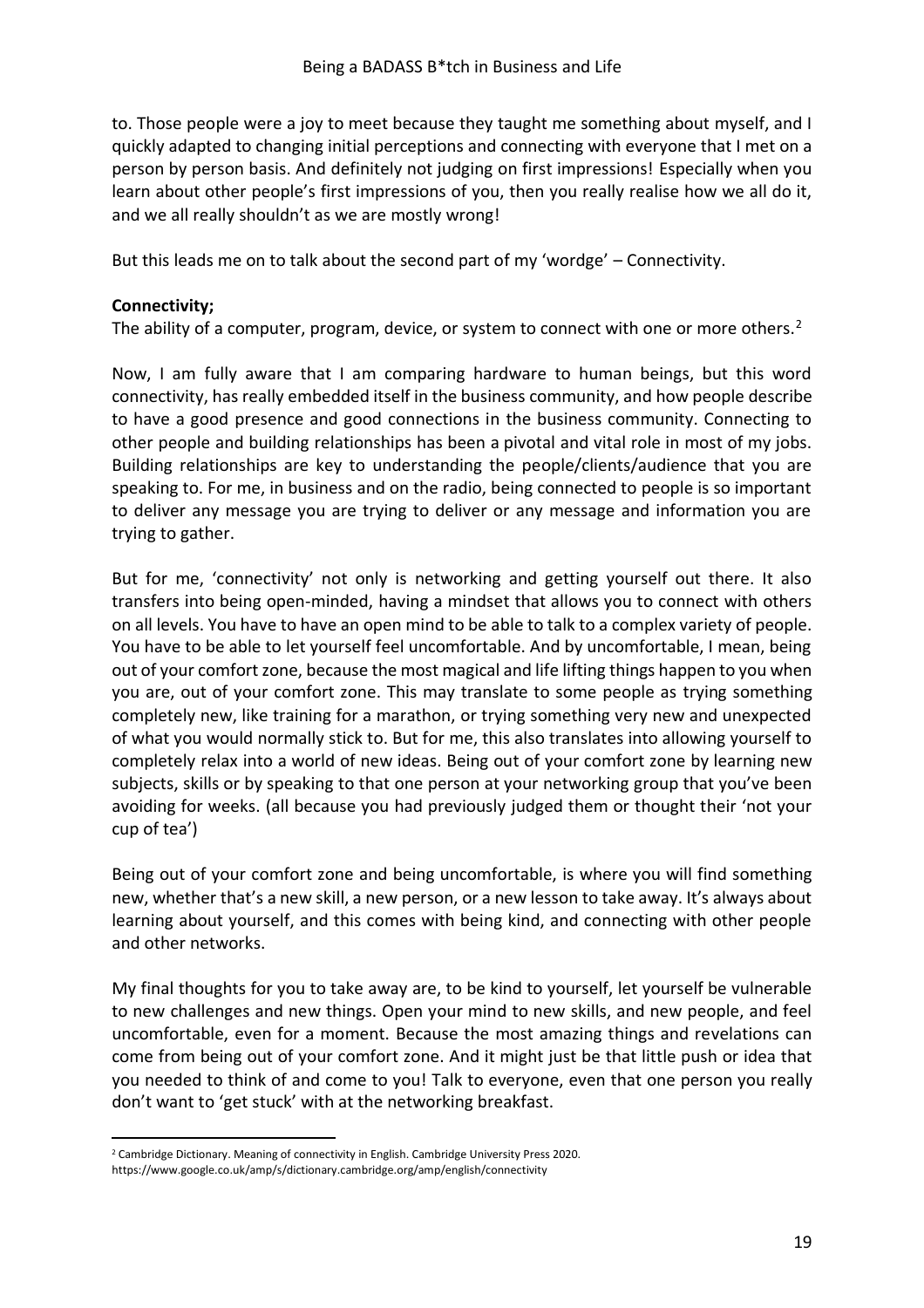to. Those people were a joy to meet because they taught me something about myself, and I quickly adapted to changing initial perceptions and connecting with everyone that I met on a person by person basis. And definitely not judging on first impressions! Especially when you learn about other people's first impressions of you, then you really realise how we all do it, and we all really shouldn't as we are mostly wrong!

But this leads me on to talk about the second part of my 'wordge' – Connectivity.

**Connectivity;**
The ability of a computer, program, device, or system to connect with one or more others.[2]

Now, I am fully aware that I am comparing hardware to human beings, but this word connectivity, has really embedded itself in the business community, and how people describe to have a good presence and good connections in the business community. Connecting to other people and building relationships has been a pivotal and vital role in most of my jobs. Building relationships are key to understanding the people/clients/audience that you are speaking to. For me, in business and on the radio, being connected to people is so important to deliver any message you are trying to deliver or any message and information you are trying to gather.

But for me, 'connectivity' not only is networking and getting yourself out there. It also transfers into being open-minded, having a mindset that allows you to connect with others on all levels. You have to have an open mind to be able to talk to a complex variety of people. You have to be able to let yourself feel uncomfortable. And by uncomfortable, I mean, being out of your comfort zone, because the most magical and life lifting things happen to you when you are, out of your comfort zone. This may translate to some people as trying something completely new, like training for a marathon, or trying something very new and unexpected of what you would normally stick to. But for me, this also translates into allowing yourself to completely relax into a world of new ideas. Being out of your comfort zone by learning new subjects, skills or by speaking to that one person at your networking group that you've been avoiding for weeks. (all because you had previously judged them or thought their 'not your cup of tea')

Being out of your comfort zone and being uncomfortable, is where you will find something new, whether that's a new skill, a new person, or a new lesson to take away. It's always about learning about yourself, and this comes with being kind, and connecting with other people and other networks.

My final thoughts for you to take away are, to be kind to yourself, let yourself be vulnerable to new challenges and new things. Open your mind to new skills, and new people, and feel uncomfortable, even for a moment. Because the most amazing things and revelations can come from being out of your comfort zone. And it might just be that little push or idea that you needed to think of and come to you! Talk to everyone, even that one person you really don't want to 'get stuck' with at the networking breakfast.

---

[2] Cambridge Dictionary. Meaning of connectivity in English. Cambridge University Press 2020. https://www.google.co.uk/amp/s/dictionary.cambridge.org/amp/english/connectivity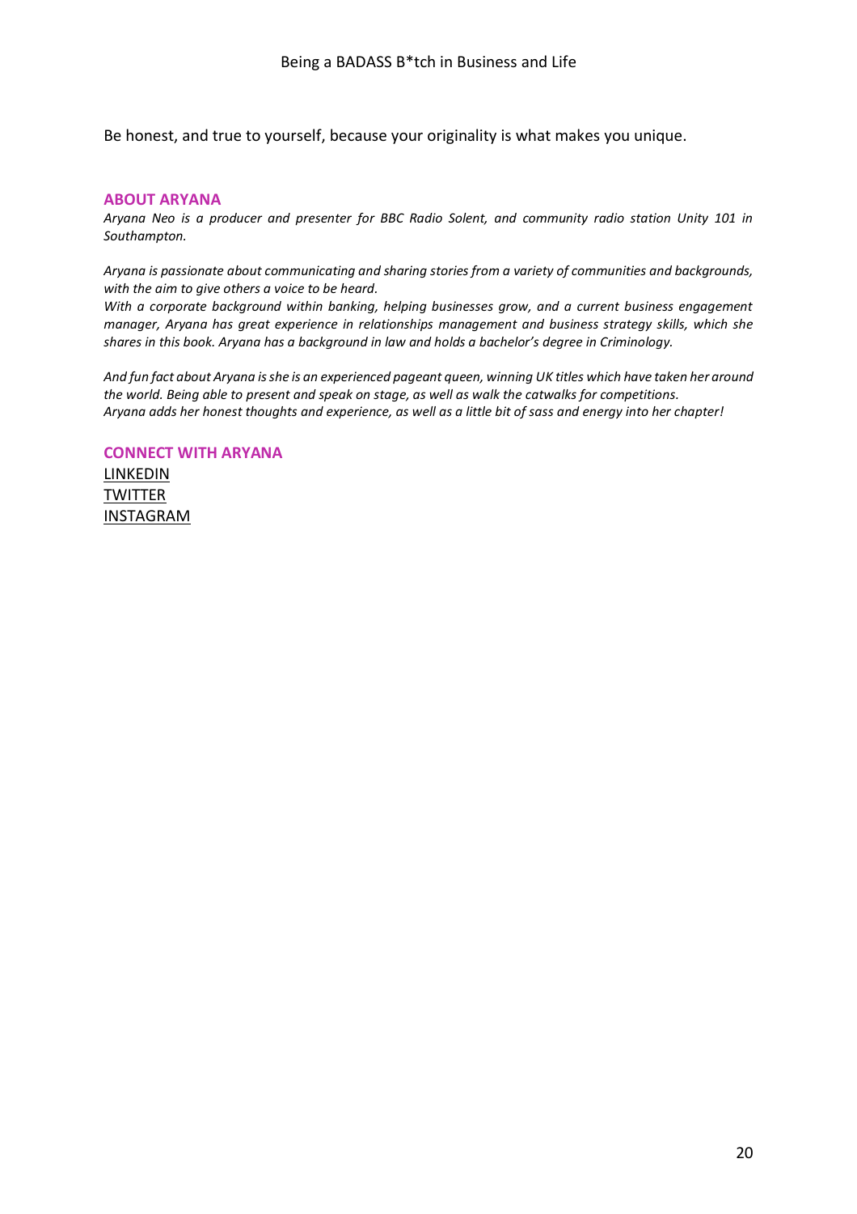Be honest, and true to yourself, because your originality is what makes you unique.

### ABOUT ARYANA

*Aryana Neo is a producer and presenter for BBC Radio Solent, and community radio station Unity 101 in Southampton.*

*Aryana is passionate about communicating and sharing stories from a variety of communities and backgrounds, with the aim to give others a voice to be heard.*

*With a corporate background within banking, helping businesses grow, and a current business engagement manager, Aryana has great experience in relationships management and business strategy skills, which she shares in this book. Aryana has a background in law and holds a bachelor's degree in Criminology.*

*And fun fact about Aryana is she is an experienced pageant queen, winning UK titles which have taken her around the world. Being able to present and speak on stage, as well as walk the catwalks for competitions.*
*Aryana adds her honest thoughts and experience, as well as a little bit of sass and energy into her chapter!*

### CONNECT WITH ARYANA

LINKEDIN
TWITTER
INSTAGRAM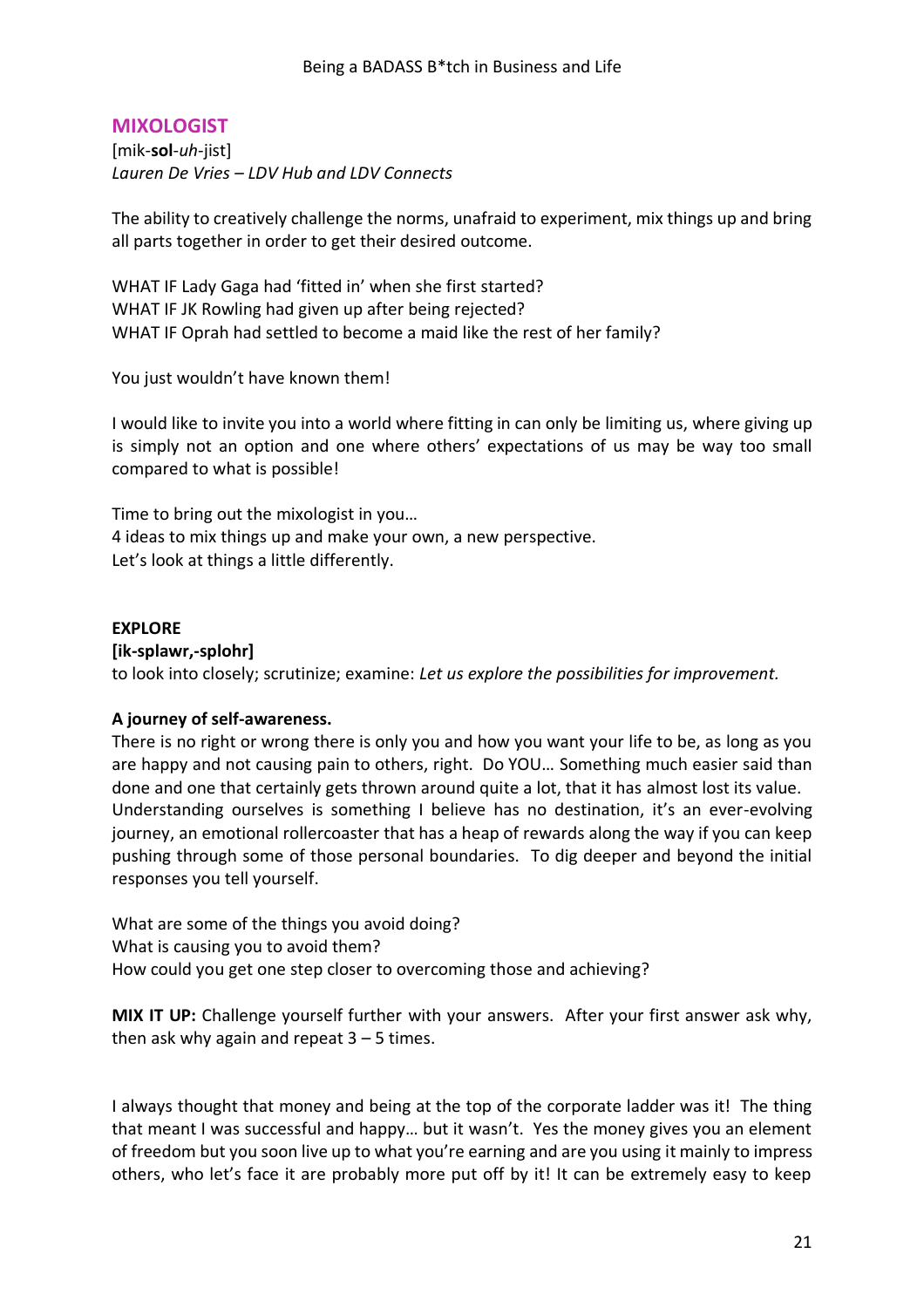## MIXOLOGIST

[mik-**sol**-*uh*-jist]
*Lauren De Vries – LDV Hub and LDV Connects*

The ability to creatively challenge the norms, unafraid to experiment, mix things up and bring all parts together in order to get their desired outcome.

WHAT IF Lady Gaga had 'fitted in' when she first started?
WHAT IF JK Rowling had given up after being rejected?
WHAT IF Oprah had settled to become a maid like the rest of her family?

You just wouldn't have known them!

I would like to invite you into a world where fitting in can only be limiting us, where giving up is simply not an option and one where others' expectations of us may be way too small compared to what is possible!

Time to bring out the mixologist in you…
4 ideas to mix things up and make your own, a new perspective.
Let's look at things a little differently.

**EXPLORE**
**[ik-splawr,-splohr]**
to look into closely; scrutinize; examine: *Let us explore the possibilities for improvement.*

**A journey of self-awareness.**
There is no right or wrong there is only you and how you want your life to be, as long as you are happy and not causing pain to others, right. Do YOU… Something much easier said than done and one that certainly gets thrown around quite a lot, that it has almost lost its value. Understanding ourselves is something I believe has no destination, it's an ever-evolving journey, an emotional rollercoaster that has a heap of rewards along the way if you can keep pushing through some of those personal boundaries. To dig deeper and beyond the initial responses you tell yourself.

What are some of the things you avoid doing?
What is causing you to avoid them?
How could you get one step closer to overcoming those and achieving?

**MIX IT UP:** Challenge yourself further with your answers. After your first answer ask why, then ask why again and repeat 3 – 5 times.

I always thought that money and being at the top of the corporate ladder was it! The thing that meant I was successful and happy… but it wasn't. Yes the money gives you an element of freedom but you soon live up to what you're earning and are you using it mainly to impress others, who let's face it are probably more put off by it! It can be extremely easy to keep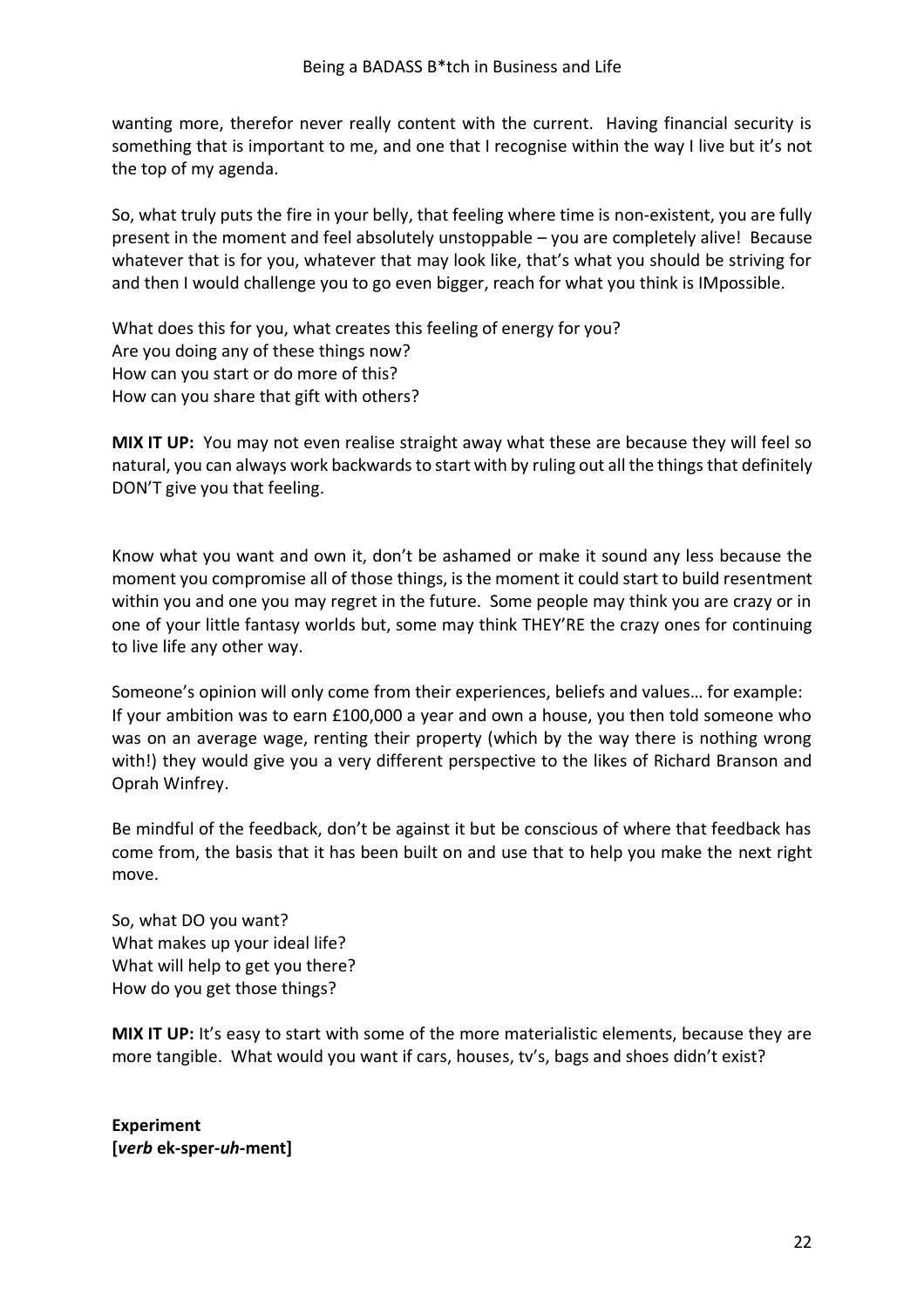wanting more, therefor never really content with the current. Having financial security is something that is important to me, and one that I recognise within the way I live but it's not the top of my agenda.

So, what truly puts the fire in your belly, that feeling where time is non-existent, you are fully present in the moment and feel absolutely unstoppable – you are completely alive! Because whatever that is for you, whatever that may look like, that's what you should be striving for and then I would challenge you to go even bigger, reach for what you think is IMpossible.

What does this for you, what creates this feeling of energy for you?
Are you doing any of these things now?
How can you start or do more of this?
How can you share that gift with others?

**MIX IT UP:** You may not even realise straight away what these are because they will feel so natural, you can always work backwards to start with by ruling out all the things that definitely DON'T give you that feeling.

Know what you want and own it, don't be ashamed or make it sound any less because the moment you compromise all of those things, is the moment it could start to build resentment within you and one you may regret in the future. Some people may think you are crazy or in one of your little fantasy worlds but, some may think THEY'RE the crazy ones for continuing to live life any other way.

Someone's opinion will only come from their experiences, beliefs and values… for example:
If your ambition was to earn £100,000 a year and own a house, you then told someone who was on an average wage, renting their property (which by the way there is nothing wrong with!) they would give you a very different perspective to the likes of Richard Branson and Oprah Winfrey.

Be mindful of the feedback, don't be against it but be conscious of where that feedback has come from, the basis that it has been built on and use that to help you make the next right move.

So, what DO you want?
What makes up your ideal life?
What will help to get you there?
How do you get those things?

**MIX IT UP:** It's easy to start with some of the more materialistic elements, because they are more tangible. What would you want if cars, houses, tv's, bags and shoes didn't exist?

**Experiment**
**[*verb* ek-sper-*uh*-ment]**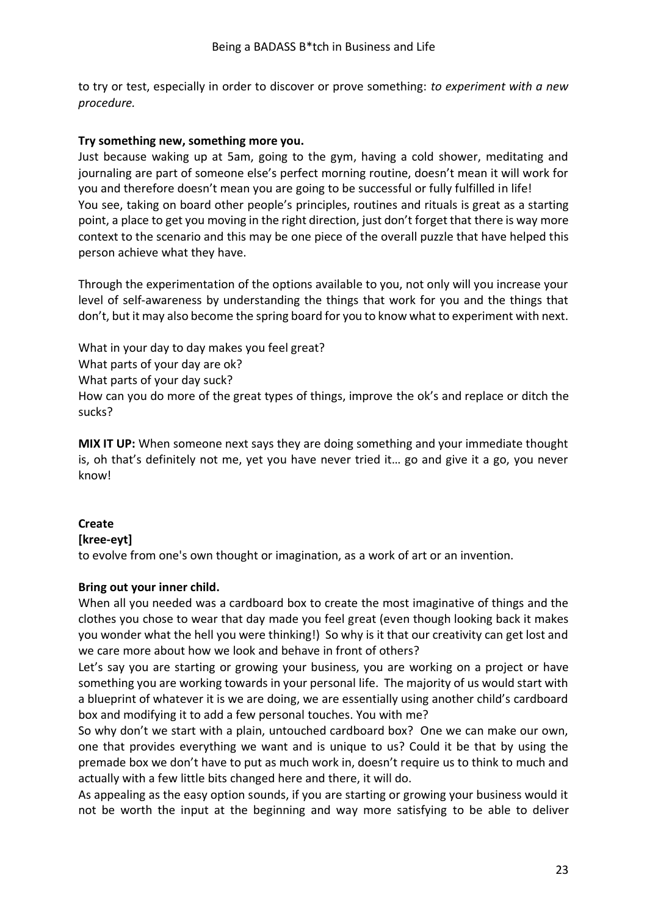to try or test, especially in order to discover or prove something: *to experiment with a new procedure.*

**Try something new, something more you.**

Just because waking up at 5am, going to the gym, having a cold shower, meditating and journaling are part of someone else's perfect morning routine, doesn't mean it will work for you and therefore doesn't mean you are going to be successful or fully fulfilled in life!

You see, taking on board other people's principles, routines and rituals is great as a starting point, a place to get you moving in the right direction, just don't forget that there is way more context to the scenario and this may be one piece of the overall puzzle that have helped this person achieve what they have.

Through the experimentation of the options available to you, not only will you increase your level of self-awareness by understanding the things that work for you and the things that don't, but it may also become the spring board for you to know what to experiment with next.

What in your day to day makes you feel great?
What parts of your day are ok?
What parts of your day suck?
How can you do more of the great types of things, improve the ok's and replace or ditch the sucks?

**MIX IT UP:** When someone next says they are doing something and your immediate thought is, oh that's definitely not me, yet you have never tried it… go and give it a go, you never know!

**Create**
**[kree-eyt]**
to evolve from one's own thought or imagination, as a work of art or an invention.

**Bring out your inner child.**

When all you needed was a cardboard box to create the most imaginative of things and the clothes you chose to wear that day made you feel great (even though looking back it makes you wonder what the hell you were thinking!) So why is it that our creativity can get lost and we care more about how we look and behave in front of others?

Let's say you are starting or growing your business, you are working on a project or have something you are working towards in your personal life. The majority of us would start with a blueprint of whatever it is we are doing, we are essentially using another child's cardboard box and modifying it to add a few personal touches. You with me?

So why don't we start with a plain, untouched cardboard box? One we can make our own, one that provides everything we want and is unique to us? Could it be that by using the premade box we don't have to put as much work in, doesn't require us to think to much and actually with a few little bits changed here and there, it will do.

As appealing as the easy option sounds, if you are starting or growing your business would it not be worth the input at the beginning and way more satisfying to be able to deliver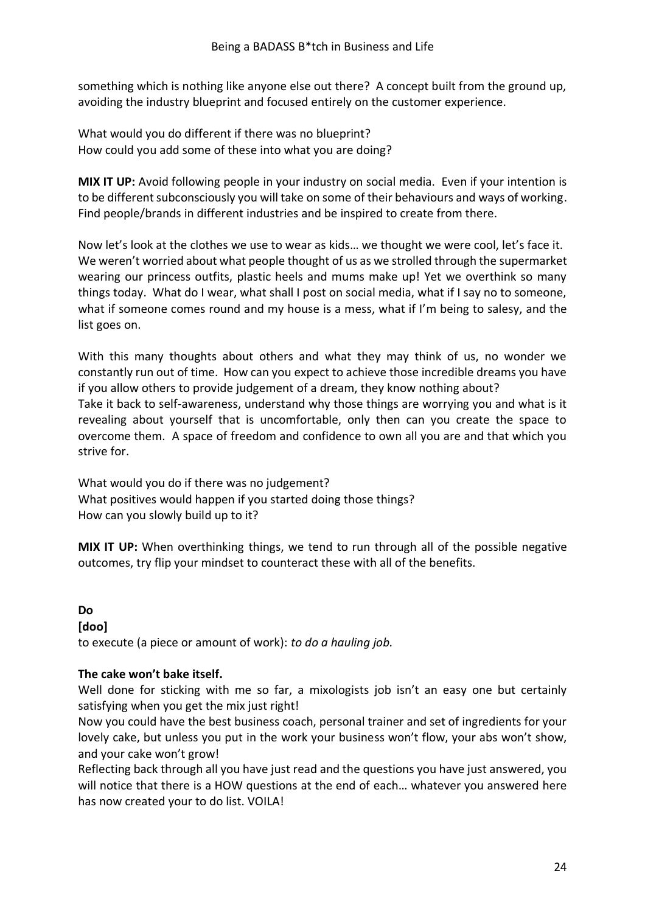something which is nothing like anyone else out there? A concept built from the ground up, avoiding the industry blueprint and focused entirely on the customer experience.

What would you do different if there was no blueprint?
How could you add some of these into what you are doing?

**MIX IT UP:** Avoid following people in your industry on social media. Even if your intention is to be different subconsciously you will take on some of their behaviours and ways of working. Find people/brands in different industries and be inspired to create from there.

Now let's look at the clothes we use to wear as kids… we thought we were cool, let's face it. We weren't worried about what people thought of us as we strolled through the supermarket wearing our princess outfits, plastic heels and mums make up! Yet we overthink so many things today. What do I wear, what shall I post on social media, what if I say no to someone, what if someone comes round and my house is a mess, what if I'm being to salesy, and the list goes on.

With this many thoughts about others and what they may think of us, no wonder we constantly run out of time. How can you expect to achieve those incredible dreams you have if you allow others to provide judgement of a dream, they know nothing about?
Take it back to self-awareness, understand why those things are worrying you and what is it revealing about yourself that is uncomfortable, only then can you create the space to overcome them. A space of freedom and confidence to own all you are and that which you strive for.

What would you do if there was no judgement?
What positives would happen if you started doing those things?
How can you slowly build up to it?

**MIX IT UP:** When overthinking things, we tend to run through all of the possible negative outcomes, try flip your mindset to counteract these with all of the benefits.

**Do**
**[doo]**
to execute (a piece or amount of work): *to do a hauling job.*

**The cake won't bake itself.**

Well done for sticking with me so far, a mixologists job isn't an easy one but certainly satisfying when you get the mix just right!
Now you could have the best business coach, personal trainer and set of ingredients for your lovely cake, but unless you put in the work your business won't flow, your abs won't show, and your cake won't grow!
Reflecting back through all you have just read and the questions you have just answered, you will notice that there is a HOW questions at the end of each… whatever you answered here has now created your to do list. VOILA!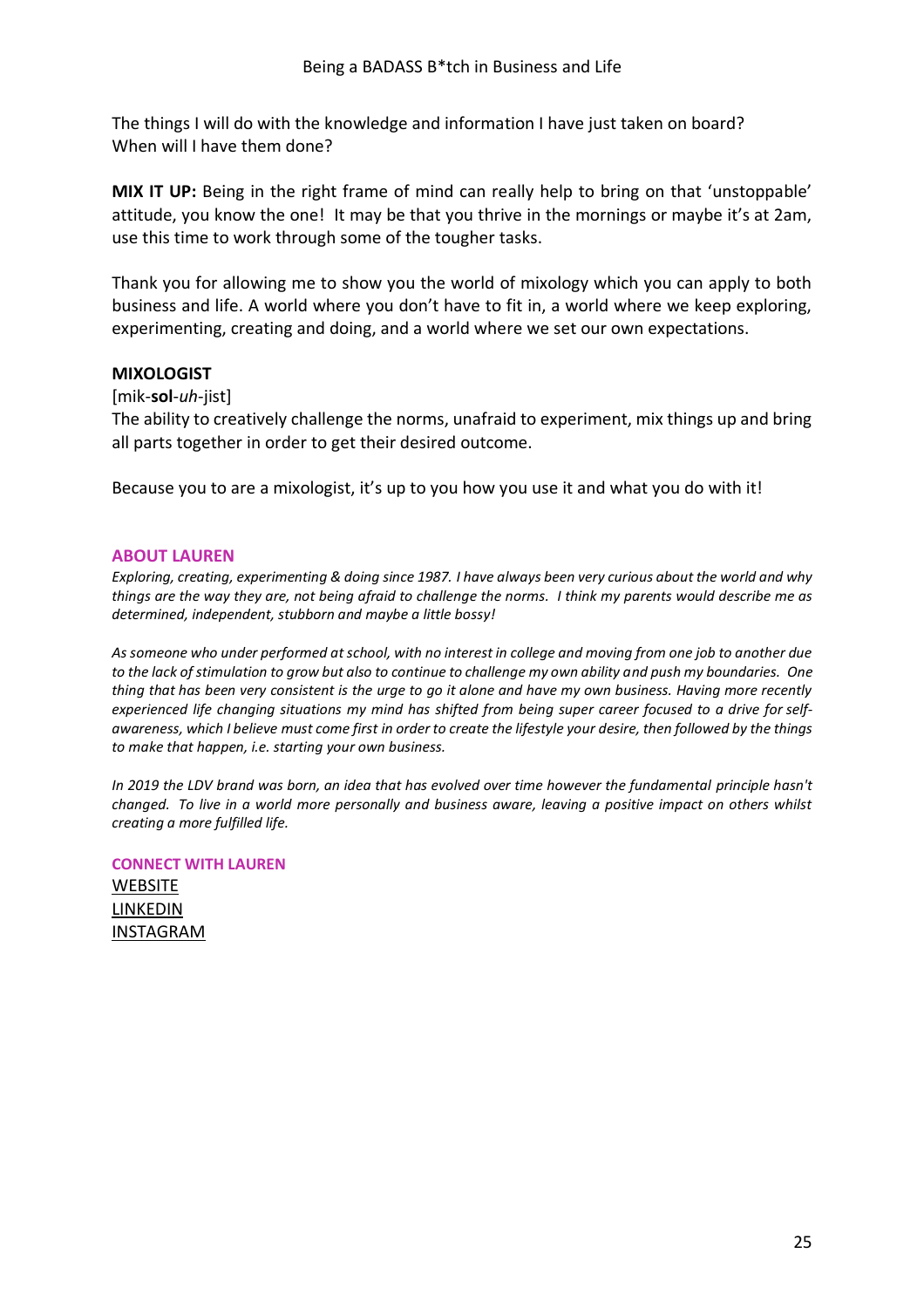The things I will do with the knowledge and information I have just taken on board?
When will I have them done?

**MIX IT UP:** Being in the right frame of mind can really help to bring on that 'unstoppable' attitude, you know the one! It may be that you thrive in the mornings or maybe it's at 2am, use this time to work through some of the tougher tasks.

Thank you for allowing me to show you the world of mixology which you can apply to both business and life. A world where you don't have to fit in, a world where we keep exploring, experimenting, creating and doing, and a world where we set our own expectations.

**MIXOLOGIST**
[mik-**sol**-*uh*-jist]
The ability to creatively challenge the norms, unafraid to experiment, mix things up and bring all parts together in order to get their desired outcome.

Because you to are a mixologist, it's up to you how you use it and what you do with it!

## ABOUT LAUREN

*Exploring, creating, experimenting & doing since 1987. I have always been very curious about the world and why things are the way they are, not being afraid to challenge the norms. I think my parents would describe me as determined, independent, stubborn and maybe a little bossy!*

*As someone who under performed at school, with no interest in college and moving from one job to another due to the lack of stimulation to grow but also to continue to challenge my own ability and push my boundaries. One thing that has been very consistent is the urge to go it alone and have my own business. Having more recently experienced life changing situations my mind has shifted from being super career focused to a drive for self-awareness, which I believe must come first in order to create the lifestyle your desire, then followed by the things to make that happen, i.e. starting your own business.*

*In 2019 the LDV brand was born, an idea that has evolved over time however the fundamental principle hasn't changed. To live in a world more personally and business aware, leaving a positive impact on others whilst creating a more fulfilled life.*

## CONNECT WITH LAUREN

WEBSITE
LINKEDIN
INSTAGRAM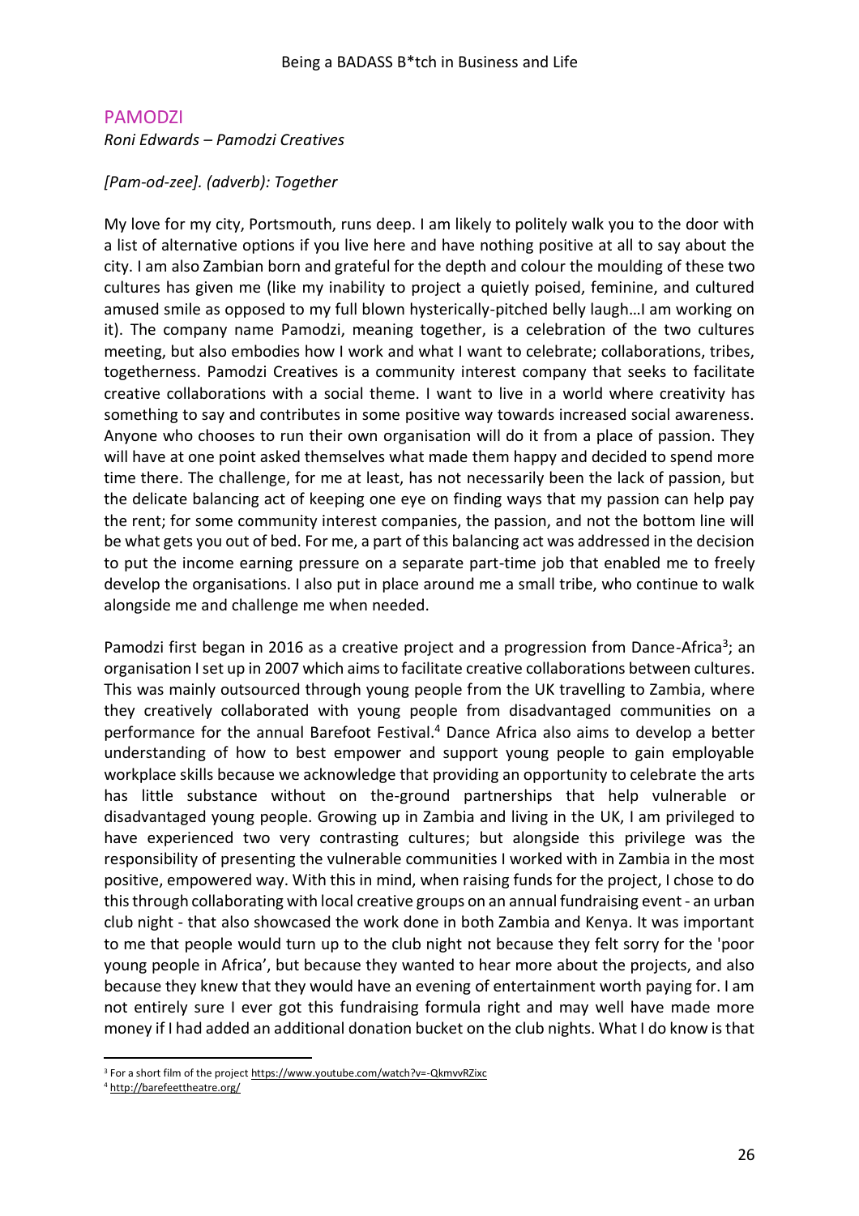## PAMODZI

*Roni Edwards – Pamodzi Creatives*

*[Pam-od-zee]. (adverb): Together*

My love for my city, Portsmouth, runs deep. I am likely to politely walk you to the door with a list of alternative options if you live here and have nothing positive at all to say about the city. I am also Zambian born and grateful for the depth and colour the moulding of these two cultures has given me (like my inability to project a quietly poised, feminine, and cultured amused smile as opposed to my full blown hysterically-pitched belly laugh…I am working on it). The company name Pamodzi, meaning together, is a celebration of the two cultures meeting, but also embodies how I work and what I want to celebrate; collaborations, tribes, togetherness. Pamodzi Creatives is a community interest company that seeks to facilitate creative collaborations with a social theme. I want to live in a world where creativity has something to say and contributes in some positive way towards increased social awareness. Anyone who chooses to run their own organisation will do it from a place of passion. They will have at one point asked themselves what made them happy and decided to spend more time there. The challenge, for me at least, has not necessarily been the lack of passion, but the delicate balancing act of keeping one eye on finding ways that my passion can help pay the rent; for some community interest companies, the passion, and not the bottom line will be what gets you out of bed. For me, a part of this balancing act was addressed in the decision to put the income earning pressure on a separate part-time job that enabled me to freely develop the organisations. I also put in place around me a small tribe, who continue to walk alongside me and challenge me when needed.

Pamodzi first began in 2016 as a creative project and a progression from Dance-Africa[3]; an organisation I set up in 2007 which aims to facilitate creative collaborations between cultures. This was mainly outsourced through young people from the UK travelling to Zambia, where they creatively collaborated with young people from disadvantaged communities on a performance for the annual Barefoot Festival.[4] Dance Africa also aims to develop a better understanding of how to best empower and support young people to gain employable workplace skills because we acknowledge that providing an opportunity to celebrate the arts has little substance without on the-ground partnerships that help vulnerable or disadvantaged young people. Growing up in Zambia and living in the UK, I am privileged to have experienced two very contrasting cultures; but alongside this privilege was the responsibility of presenting the vulnerable communities I worked with in Zambia in the most positive, empowered way. With this in mind, when raising funds for the project, I chose to do this through collaborating with local creative groups on an annual fundraising event - an urban club night - that also showcased the work done in both Zambia and Kenya. It was important to me that people would turn up to the club night not because they felt sorry for the 'poor young people in Africa', but because they wanted to hear more about the projects, and also because they knew that they would have an evening of entertainment worth paying for. I am not entirely sure I ever got this fundraising formula right and may well have made more money if I had added an additional donation bucket on the club nights. What I do know is that

---

[3] For a short film of the project https://www.youtube.com/watch?v=-QkmvvRZixc

[4] http://barefeettheatre.org/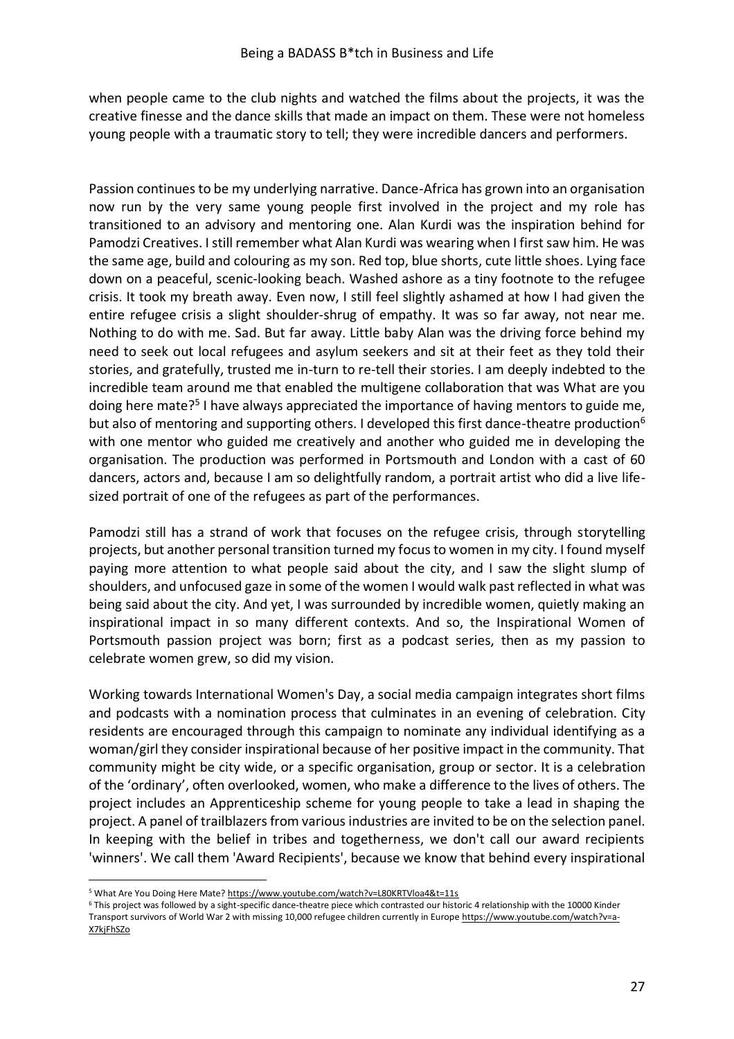when people came to the club nights and watched the films about the projects, it was the creative finesse and the dance skills that made an impact on them. These were not homeless young people with a traumatic story to tell; they were incredible dancers and performers.

Passion continues to be my underlying narrative. Dance-Africa has grown into an organisation now run by the very same young people first involved in the project and my role has transitioned to an advisory and mentoring one. Alan Kurdi was the inspiration behind for Pamodzi Creatives. I still remember what Alan Kurdi was wearing when I first saw him. He was the same age, build and colouring as my son. Red top, blue shorts, cute little shoes. Lying face down on a peaceful, scenic-looking beach. Washed ashore as a tiny footnote to the refugee crisis. It took my breath away. Even now, I still feel slightly ashamed at how I had given the entire refugee crisis a slight shoulder-shrug of empathy. It was so far away, not near me. Nothing to do with me. Sad. But far away. Little baby Alan was the driving force behind my need to seek out local refugees and asylum seekers and sit at their feet as they told their stories, and gratefully, trusted me in-turn to re-tell their stories. I am deeply indebted to the incredible team around me that enabled the multigene collaboration that was What are you doing here mate?[5] I have always appreciated the importance of having mentors to guide me, but also of mentoring and supporting others. I developed this first dance-theatre production[6] with one mentor who guided me creatively and another who guided me in developing the organisation. The production was performed in Portsmouth and London with a cast of 60 dancers, actors and, because I am so delightfully random, a portrait artist who did a live life-sized portrait of one of the refugees as part of the performances.

Pamodzi still has a strand of work that focuses on the refugee crisis, through storytelling projects, but another personal transition turned my focus to women in my city. I found myself paying more attention to what people said about the city, and I saw the slight slump of shoulders, and unfocused gaze in some of the women I would walk past reflected in what was being said about the city. And yet, I was surrounded by incredible women, quietly making an inspirational impact in so many different contexts. And so, the Inspirational Women of Portsmouth passion project was born; first as a podcast series, then as my passion to celebrate women grew, so did my vision.

Working towards International Women's Day, a social media campaign integrates short films and podcasts with a nomination process that culminates in an evening of celebration. City residents are encouraged through this campaign to nominate any individual identifying as a woman/girl they consider inspirational because of her positive impact in the community. That community might be city wide, or a specific organisation, group or sector. It is a celebration of the 'ordinary', often overlooked, women, who make a difference to the lives of others. The project includes an Apprenticeship scheme for young people to take a lead in shaping the project. A panel of trailblazers from various industries are invited to be on the selection panel. In keeping with the belief in tribes and togetherness, we don't call our award recipients 'winners'. We call them 'Award Recipients', because we know that behind every inspirational

---

[5] What Are You Doing Here Mate? https://www.youtube.com/watch?v=L80KRTVloa4&t=11s

[6] This project was followed by a sight-specific dance-theatre piece which contrasted our historic 4 relationship with the 10000 Kinder Transport survivors of World War 2 with missing 10,000 refugee children currently in Europe https://www.youtube.com/watch?v=a-X7kjFhSZo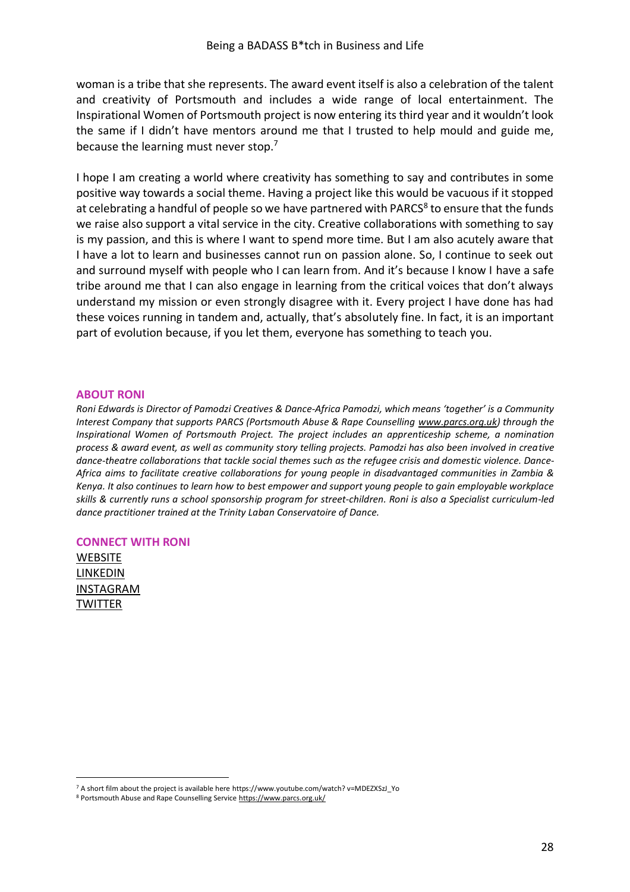woman is a tribe that she represents. The award event itself is also a celebration of the talent and creativity of Portsmouth and includes a wide range of local entertainment. The Inspirational Women of Portsmouth project is now entering its third year and it wouldn't look the same if I didn't have mentors around me that I trusted to help mould and guide me, because the learning must never stop.[7]

I hope I am creating a world where creativity has something to say and contributes in some positive way towards a social theme. Having a project like this would be vacuous if it stopped at celebrating a handful of people so we have partnered with PARCS[8] to ensure that the funds we raise also support a vital service in the city. Creative collaborations with something to say is my passion, and this is where I want to spend more time. But I am also acutely aware that I have a lot to learn and businesses cannot run on passion alone. So, I continue to seek out and surround myself with people who I can learn from. And it's because I know I have a safe tribe around me that I can also engage in learning from the critical voices that don't always understand my mission or even strongly disagree with it. Every project I have done has had these voices running in tandem and, actually, that's absolutely fine. In fact, it is an important part of evolution because, if you let them, everyone has something to teach you.

## ABOUT RONI

*Roni Edwards is Director of Pamodzi Creatives & Dance-Africa Pamodzi, which means 'together' is a Community Interest Company that supports PARCS (Portsmouth Abuse & Rape Counselling www.parcs.org.uk) through the Inspirational Women of Portsmouth Project. The project includes an apprenticeship scheme, a nomination process & award event, as well as community story telling projects. Pamodzi has also been involved in creative dance-theatre collaborations that tackle social themes such as the refugee crisis and domestic violence. Dance-Africa aims to facilitate creative collaborations for young people in disadvantaged communities in Zambia & Kenya. It also continues to learn how to best empower and support young people to gain employable workplace skills & currently runs a school sponsorship program for street-children. Roni is also a Specialist curriculum-led dance practitioner trained at the Trinity Laban Conservatoire of Dance.*

## CONNECT WITH RONI

WEBSITE
LINKEDIN
INSTAGRAM
TWITTER

[7] A short film about the project is available here https://www.youtube.com/watch? v=MDEZXSzJ_Yo

[8] Portsmouth Abuse and Rape Counselling Service https://www.parcs.org.uk/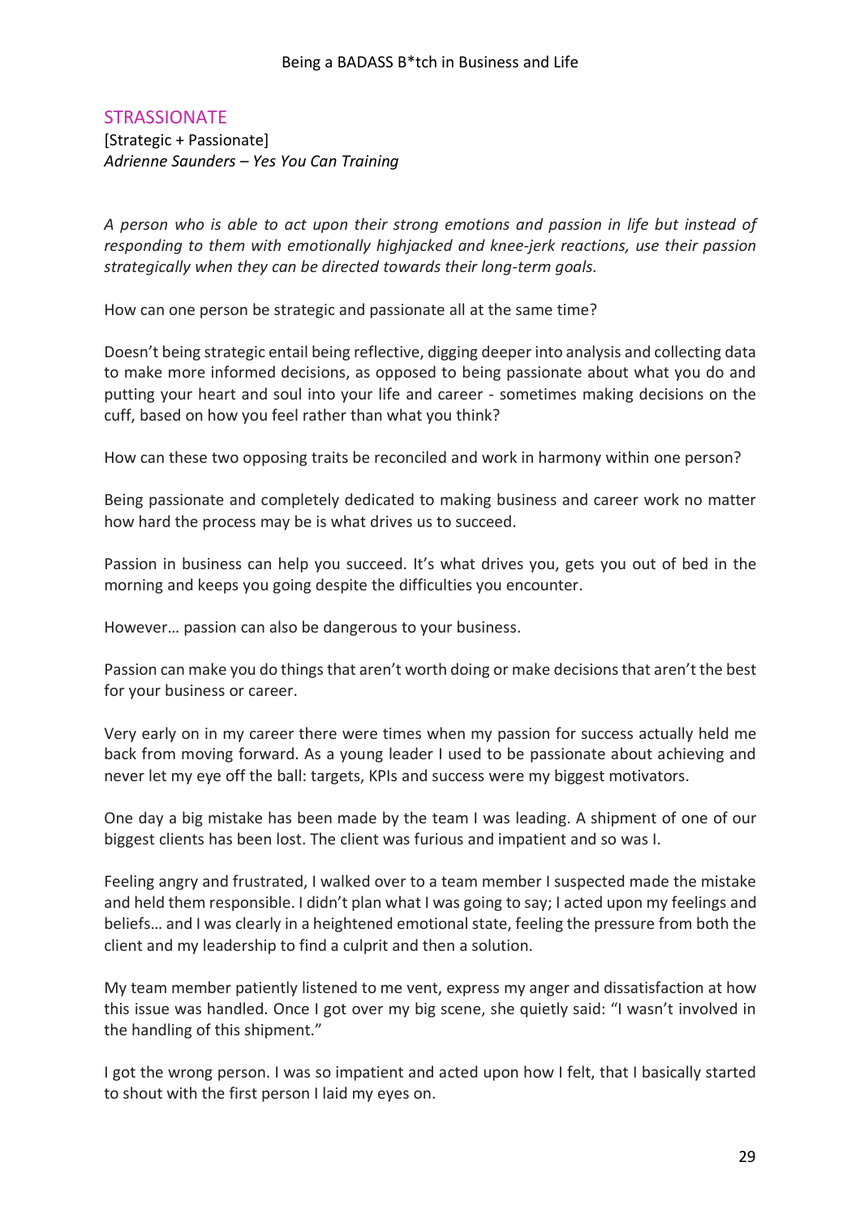## STRASSIONATE

[Strategic + Passionate]
*Adrienne Saunders – Yes You Can Training*

*A person who is able to act upon their strong emotions and passion in life but instead of responding to them with emotionally highjacked and knee-jerk reactions, use their passion strategically when they can be directed towards their long-term goals.*

How can one person be strategic and passionate all at the same time?

Doesn't being strategic entail being reflective, digging deeper into analysis and collecting data to make more informed decisions, as opposed to being passionate about what you do and putting your heart and soul into your life and career - sometimes making decisions on the cuff, based on how you feel rather than what you think?

How can these two opposing traits be reconciled and work in harmony within one person?

Being passionate and completely dedicated to making business and career work no matter how hard the process may be is what drives us to succeed.

Passion in business can help you succeed. It's what drives you, gets you out of bed in the morning and keeps you going despite the difficulties you encounter.

However… passion can also be dangerous to your business.

Passion can make you do things that aren't worth doing or make decisions that aren't the best for your business or career.

Very early on in my career there were times when my passion for success actually held me back from moving forward. As a young leader I used to be passionate about achieving and never let my eye off the ball: targets, KPIs and success were my biggest motivators.

One day a big mistake has been made by the team I was leading. A shipment of one of our biggest clients has been lost. The client was furious and impatient and so was I.

Feeling angry and frustrated, I walked over to a team member I suspected made the mistake and held them responsible. I didn't plan what I was going to say; I acted upon my feelings and beliefs… and I was clearly in a heightened emotional state, feeling the pressure from both the client and my leadership to find a culprit and then a solution.

My team member patiently listened to me vent, express my anger and dissatisfaction at how this issue was handled. Once I got over my big scene, she quietly said: "I wasn't involved in the handling of this shipment."

I got the wrong person. I was so impatient and acted upon how I felt, that I basically started to shout with the first person I laid my eyes on.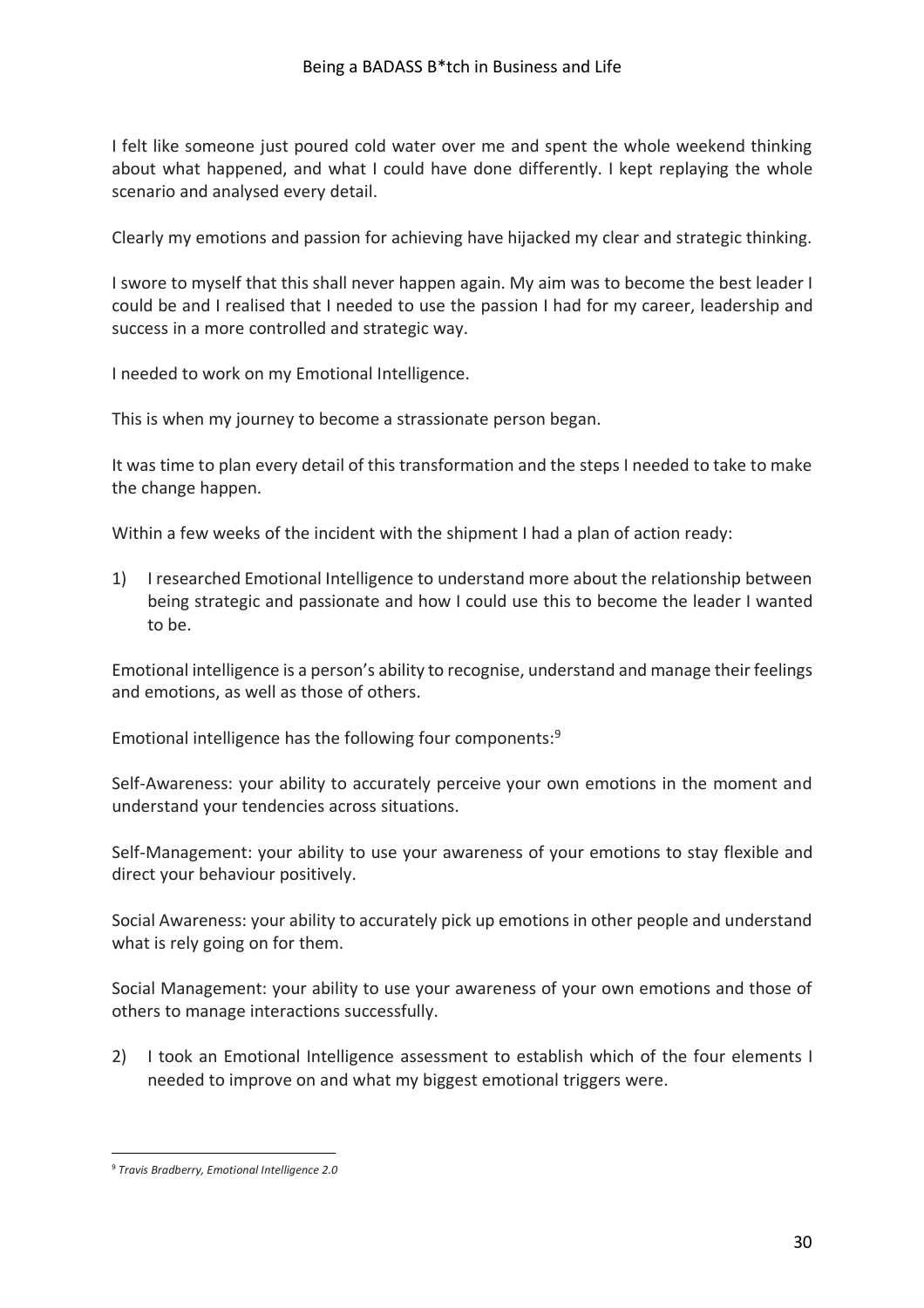I felt like someone just poured cold water over me and spent the whole weekend thinking about what happened, and what I could have done differently. I kept replaying the whole scenario and analysed every detail.

Clearly my emotions and passion for achieving have hijacked my clear and strategic thinking.

I swore to myself that this shall never happen again. My aim was to become the best leader I could be and I realised that I needed to use the passion I had for my career, leadership and success in a more controlled and strategic way.

I needed to work on my Emotional Intelligence.

This is when my journey to become a strassionate person began.

It was time to plan every detail of this transformation and the steps I needed to take to make the change happen.

Within a few weeks of the incident with the shipment I had a plan of action ready:

1) I researched Emotional Intelligence to understand more about the relationship between being strategic and passionate and how I could use this to become the leader I wanted to be.

Emotional intelligence is a person's ability to recognise, understand and manage their feelings and emotions, as well as those of others.

Emotional intelligence has the following four components:[9]

Self-Awareness: your ability to accurately perceive your own emotions in the moment and understand your tendencies across situations.

Self-Management: your ability to use your awareness of your emotions to stay flexible and direct your behaviour positively.

Social Awareness: your ability to accurately pick up emotions in other people and understand what is rely going on for them.

Social Management: your ability to use your awareness of your own emotions and those of others to manage interactions successfully.

2) I took an Emotional Intelligence assessment to establish which of the four elements I needed to improve on and what my biggest emotional triggers were.

---

[9] *Travis Bradberry, Emotional Intelligence 2.0*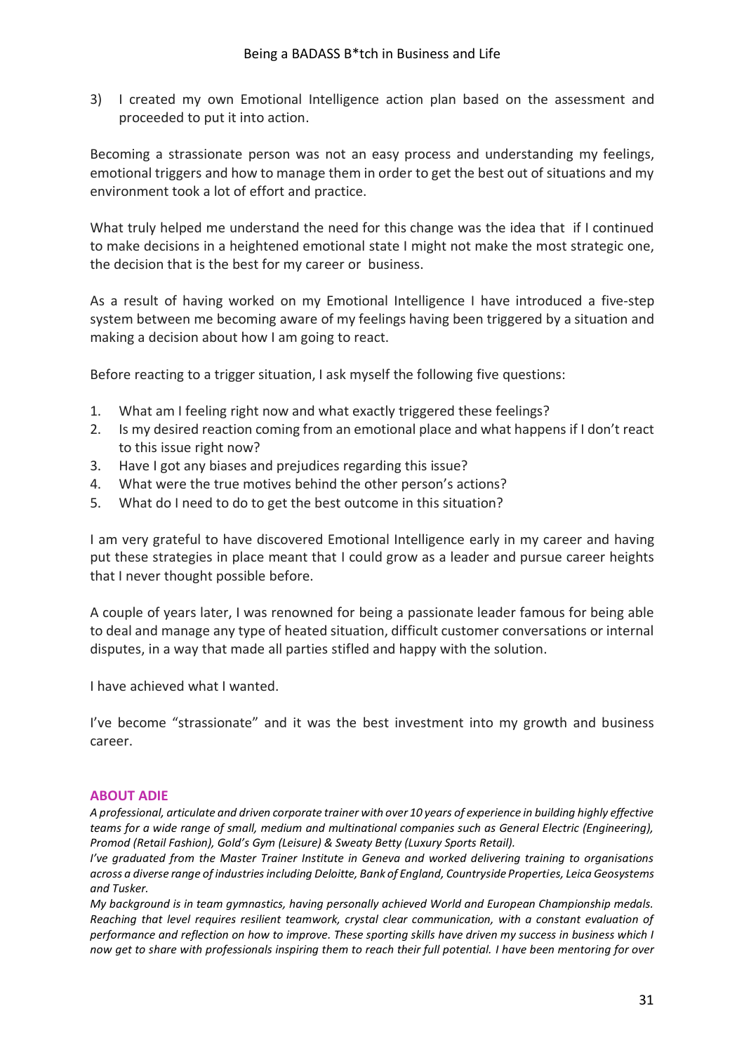3) I created my own Emotional Intelligence action plan based on the assessment and proceeded to put it into action.

Becoming a strassionate person was not an easy process and understanding my feelings, emotional triggers and how to manage them in order to get the best out of situations and my environment took a lot of effort and practice.

What truly helped me understand the need for this change was the idea that if I continued to make decisions in a heightened emotional state I might not make the most strategic one, the decision that is the best for my career or business.

As a result of having worked on my Emotional Intelligence I have introduced a five-step system between me becoming aware of my feelings having been triggered by a situation and making a decision about how I am going to react.

Before reacting to a trigger situation, I ask myself the following five questions:

1. What am I feeling right now and what exactly triggered these feelings?
2. Is my desired reaction coming from an emotional place and what happens if I don't react to this issue right now?
3. Have I got any biases and prejudices regarding this issue?
4. What were the true motives behind the other person's actions?
5. What do I need to do to get the best outcome in this situation?

I am very grateful to have discovered Emotional Intelligence early in my career and having put these strategies in place meant that I could grow as a leader and pursue career heights that I never thought possible before.

A couple of years later, I was renowned for being a passionate leader famous for being able to deal and manage any type of heated situation, difficult customer conversations or internal disputes, in a way that made all parties stifled and happy with the solution.

I have achieved what I wanted.

I've become "strassionate" and it was the best investment into my growth and business career.

### ABOUT ADIE

*A professional, articulate and driven corporate trainer with over 10 years of experience in building highly effective teams for a wide range of small, medium and multinational companies such as General Electric (Engineering), Promod (Retail Fashion), Gold's Gym (Leisure) & Sweaty Betty (Luxury Sports Retail).*

*I've graduated from the Master Trainer Institute in Geneva and worked delivering training to organisations across a diverse range of industries including Deloitte, Bank of England, Countryside Properties, Leica Geosystems and Tusker.*

*My background is in team gymnastics, having personally achieved World and European Championship medals. Reaching that level requires resilient teamwork, crystal clear communication, with a constant evaluation of performance and reflection on how to improve. These sporting skills have driven my success in business which I now get to share with professionals inspiring them to reach their full potential. I have been mentoring for over*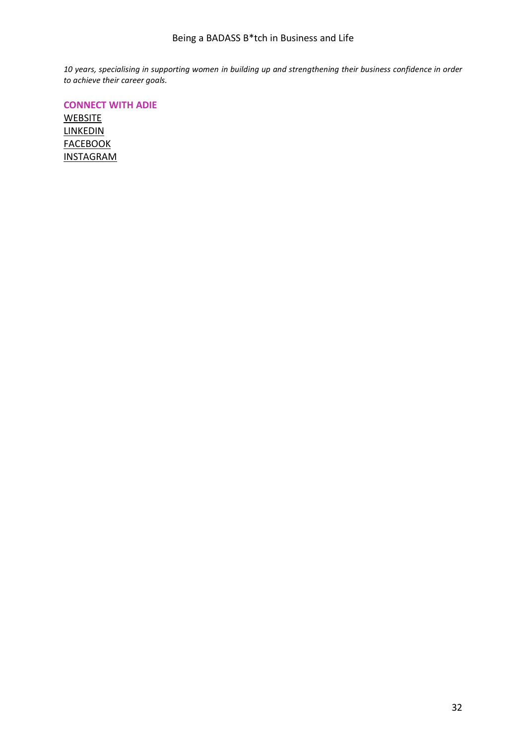*10 years, specialising in supporting women in building up and strengthening their business confidence in order to achieve their career goals.*

**CONNECT WITH ADIE**

WEBSITE
LINKEDIN
FACEBOOK
INSTAGRAM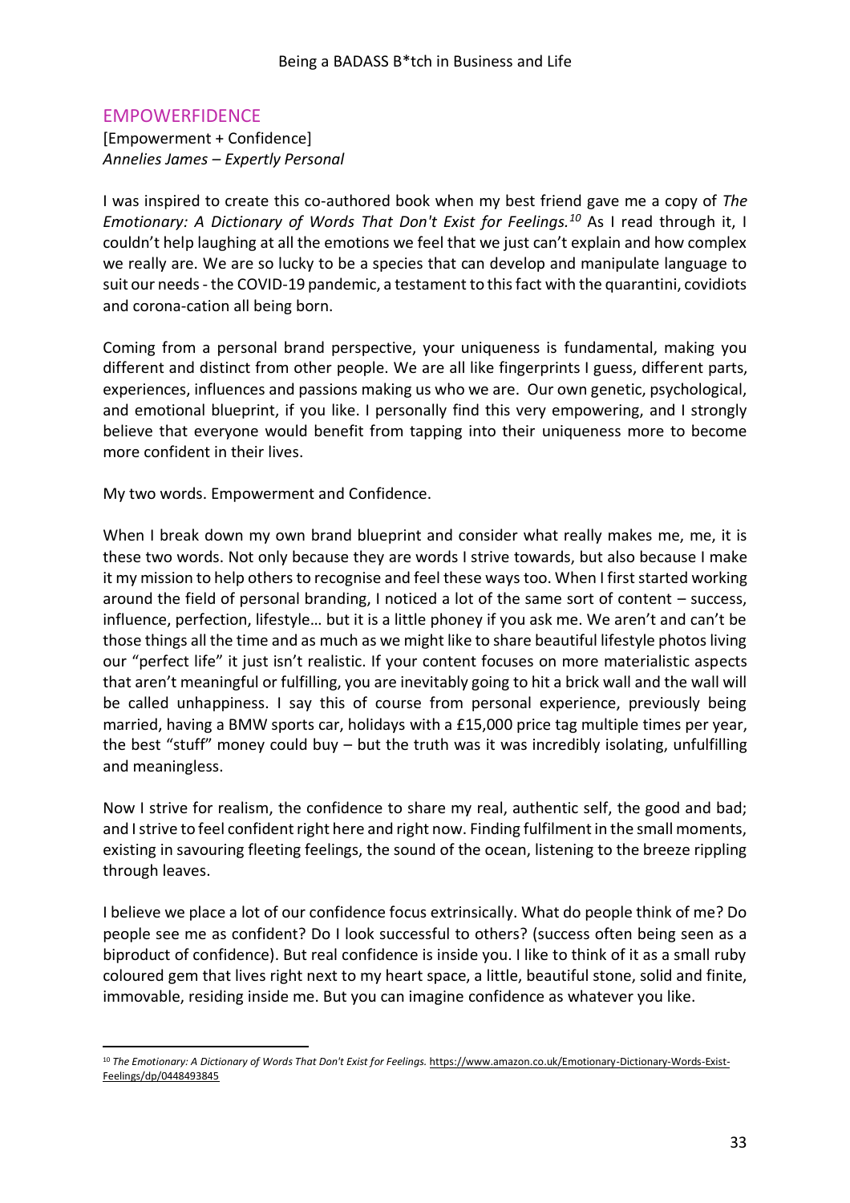## EMPOWERFIDENCE

[Empowerment + Confidence]
*Annelies James – Expertly Personal*

I was inspired to create this co-authored book when my best friend gave me a copy of *The Emotionary: A Dictionary of Words That Don't Exist for Feelings.*[10] As I read through it, I couldn't help laughing at all the emotions we feel that we just can't explain and how complex we really are. We are so lucky to be a species that can develop and manipulate language to suit our needs - the COVID-19 pandemic, a testament to this fact with the quarantini, covidiots and corona-cation all being born.

Coming from a personal brand perspective, your uniqueness is fundamental, making you different and distinct from other people. We are all like fingerprints I guess, different parts, experiences, influences and passions making us who we are. Our own genetic, psychological, and emotional blueprint, if you like. I personally find this very empowering, and I strongly believe that everyone would benefit from tapping into their uniqueness more to become more confident in their lives.

My two words. Empowerment and Confidence.

When I break down my own brand blueprint and consider what really makes me, me, it is these two words. Not only because they are words I strive towards, but also because I make it my mission to help others to recognise and feel these ways too. When I first started working around the field of personal branding, I noticed a lot of the same sort of content – success, influence, perfection, lifestyle… but it is a little phoney if you ask me. We aren't and can't be those things all the time and as much as we might like to share beautiful lifestyle photos living our "perfect life" it just isn't realistic. If your content focuses on more materialistic aspects that aren't meaningful or fulfilling, you are inevitably going to hit a brick wall and the wall will be called unhappiness. I say this of course from personal experience, previously being married, having a BMW sports car, holidays with a £15,000 price tag multiple times per year, the best "stuff" money could buy – but the truth was it was incredibly isolating, unfulfilling and meaningless.

Now I strive for realism, the confidence to share my real, authentic self, the good and bad; and I strive to feel confident right here and right now. Finding fulfilment in the small moments, existing in savouring fleeting feelings, the sound of the ocean, listening to the breeze rippling through leaves.

I believe we place a lot of our confidence focus extrinsically. What do people think of me? Do people see me as confident? Do I look successful to others? (success often being seen as a biproduct of confidence). But real confidence is inside you. I like to think of it as a small ruby coloured gem that lives right next to my heart space, a little, beautiful stone, solid and finite, immovable, residing inside me. But you can imagine confidence as whatever you like.

---

[10] *The Emotionary: A Dictionary of Words That Don't Exist for Feelings.* https://www.amazon.co.uk/Emotionary-Dictionary-Words-Exist-Feelings/dp/0448493845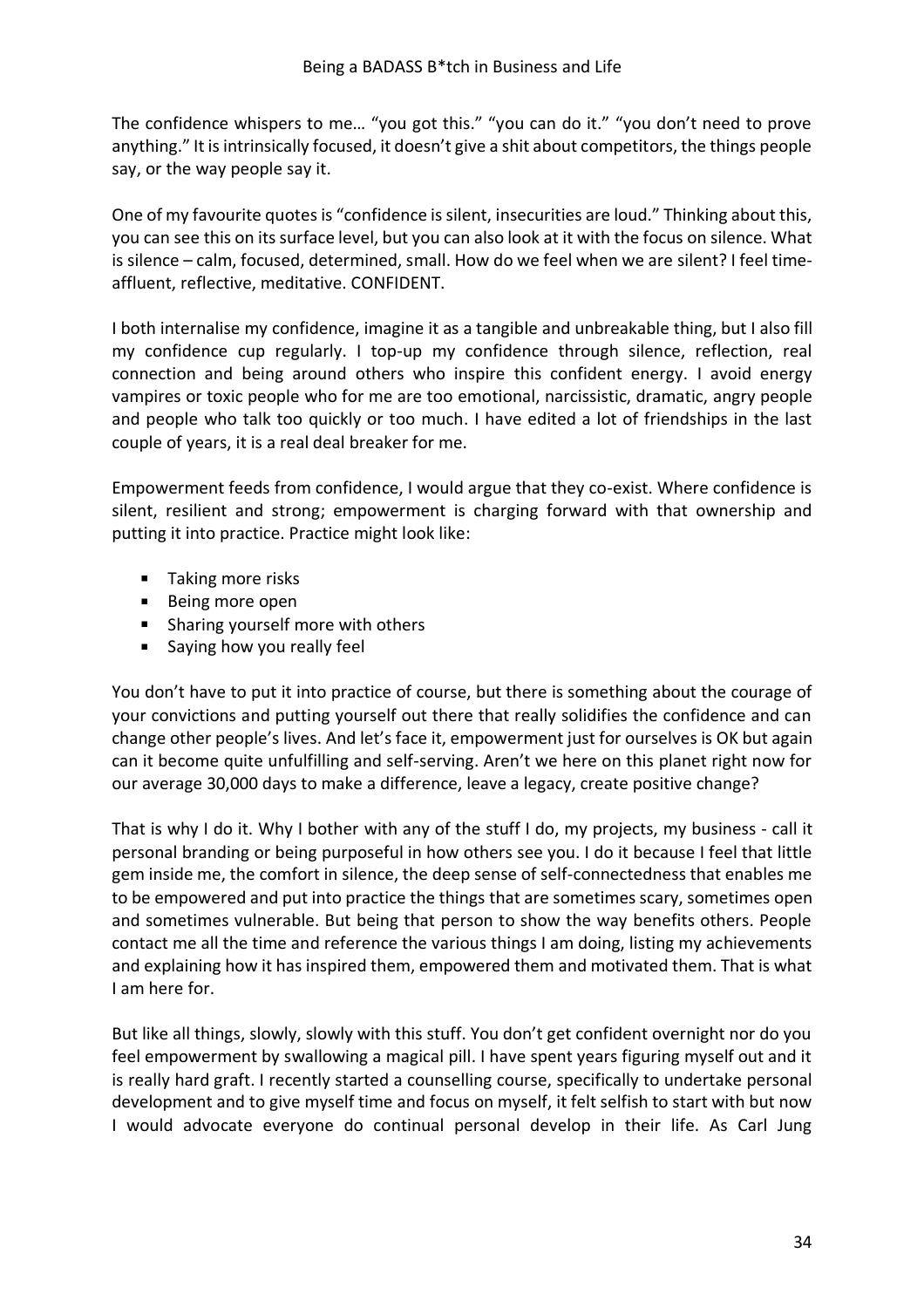The confidence whispers to me… "you got this." "you can do it." "you don't need to prove anything." It is intrinsically focused, it doesn't give a shit about competitors, the things people say, or the way people say it.

One of my favourite quotes is "confidence is silent, insecurities are loud." Thinking about this, you can see this on its surface level, but you can also look at it with the focus on silence. What is silence – calm, focused, determined, small. How do we feel when we are silent? I feel time-affluent, reflective, meditative. CONFIDENT.

I both internalise my confidence, imagine it as a tangible and unbreakable thing, but I also fill my confidence cup regularly. I top-up my confidence through silence, reflection, real connection and being around others who inspire this confident energy. I avoid energy vampires or toxic people who for me are too emotional, narcissistic, dramatic, angry people and people who talk too quickly or too much. I have edited a lot of friendships in the last couple of years, it is a real deal breaker for me.

Empowerment feeds from confidence, I would argue that they co-exist. Where confidence is silent, resilient and strong; empowerment is charging forward with that ownership and putting it into practice. Practice might look like:

- Taking more risks
- Being more open
- Sharing yourself more with others
- Saying how you really feel

You don't have to put it into practice of course, but there is something about the courage of your convictions and putting yourself out there that really solidifies the confidence and can change other people's lives. And let's face it, empowerment just for ourselves is OK but again can it become quite unfulfilling and self-serving. Aren't we here on this planet right now for our average 30,000 days to make a difference, leave a legacy, create positive change?

That is why I do it. Why I bother with any of the stuff I do, my projects, my business - call it personal branding or being purposeful in how others see you. I do it because I feel that little gem inside me, the comfort in silence, the deep sense of self-connectedness that enables me to be empowered and put into practice the things that are sometimes scary, sometimes open and sometimes vulnerable. But being that person to show the way benefits others. People contact me all the time and reference the various things I am doing, listing my achievements and explaining how it has inspired them, empowered them and motivated them. That is what I am here for.

But like all things, slowly, slowly with this stuff. You don't get confident overnight nor do you feel empowerment by swallowing a magical pill. I have spent years figuring myself out and it is really hard graft. I recently started a counselling course, specifically to undertake personal development and to give myself time and focus on myself, it felt selfish to start with but now I would advocate everyone do continual personal develop in their life. As Carl Jung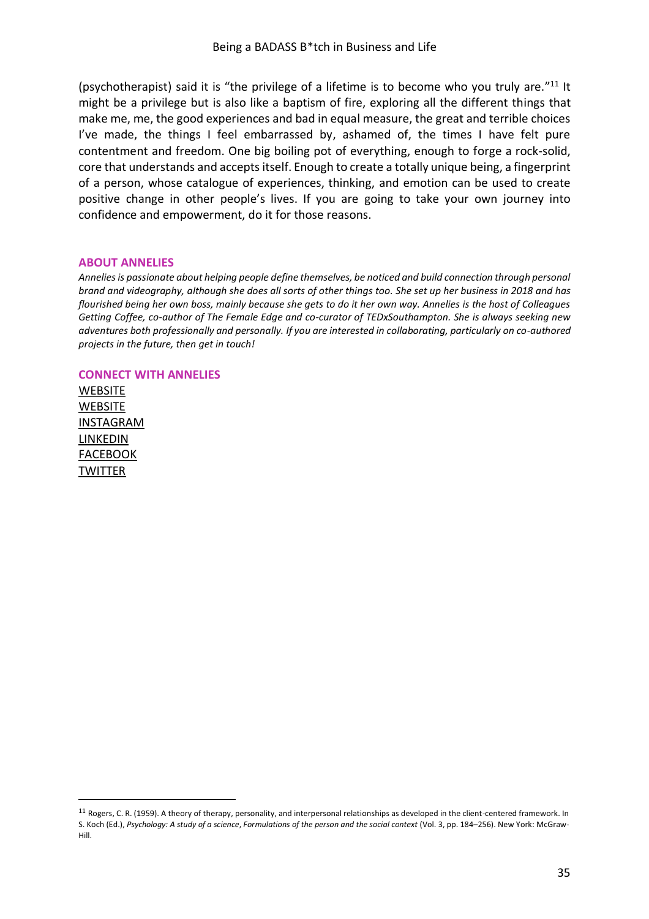(psychotherapist) said it is "the privilege of a lifetime is to become who you truly are."[11] It might be a privilege but is also like a baptism of fire, exploring all the different things that make me, me, the good experiences and bad in equal measure, the great and terrible choices I've made, the things I feel embarrassed by, ashamed of, the times I have felt pure contentment and freedom. One big boiling pot of everything, enough to forge a rock-solid, core that understands and accepts itself. Enough to create a totally unique being, a fingerprint of a person, whose catalogue of experiences, thinking, and emotion can be used to create positive change in other people's lives. If you are going to take your own journey into confidence and empowerment, do it for those reasons.

### ABOUT ANNELIES

*Annelies is passionate about helping people define themselves, be noticed and build connection through personal brand and videography, although she does all sorts of other things too. She set up her business in 2018 and has flourished being her own boss, mainly because she gets to do it her own way. Annelies is the host of Colleagues Getting Coffee, co-author of The Female Edge and co-curator of TEDxSouthampton. She is always seeking new adventures both professionally and personally. If you are interested in collaborating, particularly on co-authored projects in the future, then get in touch!*

### CONNECT WITH ANNELIES

WEBSITE
WEBSITE
INSTAGRAM
LINKEDIN
FACEBOOK
TWITTER

---

[11] Rogers, C. R. (1959). A theory of therapy, personality, and interpersonal relationships as developed in the client-centered framework. In S. Koch (Ed.), *Psychology: A study of a science*, *Formulations of the person and the social context* (Vol. 3, pp. 184–256). New York: McGraw-Hill.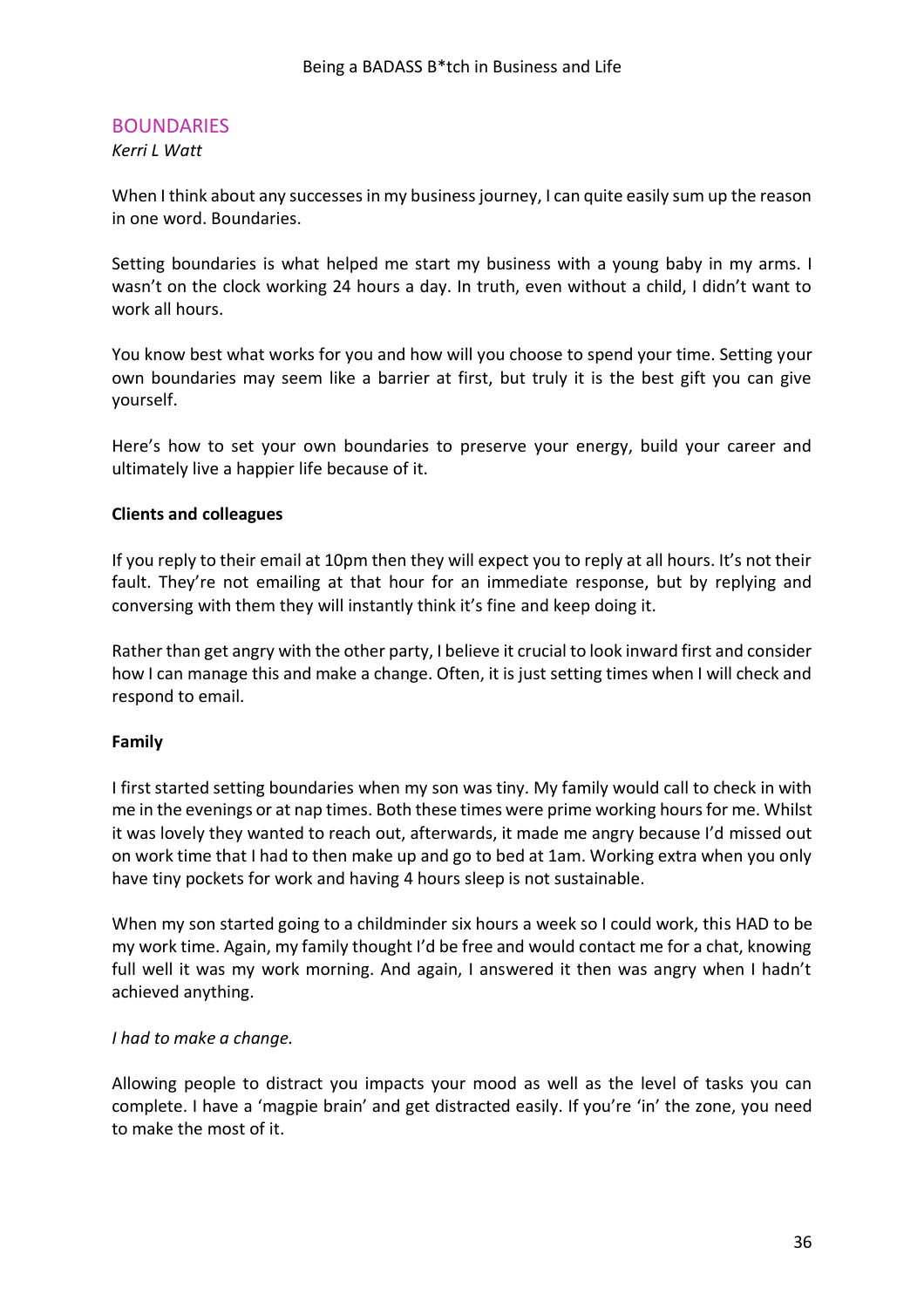## BOUNDARIES

*Kerri L Watt*

When I think about any successes in my business journey, I can quite easily sum up the reason in one word. Boundaries.

Setting boundaries is what helped me start my business with a young baby in my arms. I wasn't on the clock working 24 hours a day. In truth, even without a child, I didn't want to work all hours.

You know best what works for you and how will you choose to spend your time. Setting your own boundaries may seem like a barrier at first, but truly it is the best gift you can give yourself.

Here's how to set your own boundaries to preserve your energy, build your career and ultimately live a happier life because of it.

**Clients and colleagues**

If you reply to their email at 10pm then they will expect you to reply at all hours. It's not their fault. They're not emailing at that hour for an immediate response, but by replying and conversing with them they will instantly think it's fine and keep doing it.

Rather than get angry with the other party, I believe it crucial to look inward first and consider how I can manage this and make a change. Often, it is just setting times when I will check and respond to email.

**Family**

I first started setting boundaries when my son was tiny. My family would call to check in with me in the evenings or at nap times. Both these times were prime working hours for me. Whilst it was lovely they wanted to reach out, afterwards, it made me angry because I'd missed out on work time that I had to then make up and go to bed at 1am. Working extra when you only have tiny pockets for work and having 4 hours sleep is not sustainable.

When my son started going to a childminder six hours a week so I could work, this HAD to be my work time. Again, my family thought I'd be free and would contact me for a chat, knowing full well it was my work morning. And again, I answered it then was angry when I hadn't achieved anything.

*I had to make a change.*

Allowing people to distract you impacts your mood as well as the level of tasks you can complete. I have a 'magpie brain' and get distracted easily. If you're 'in' the zone, you need to make the most of it.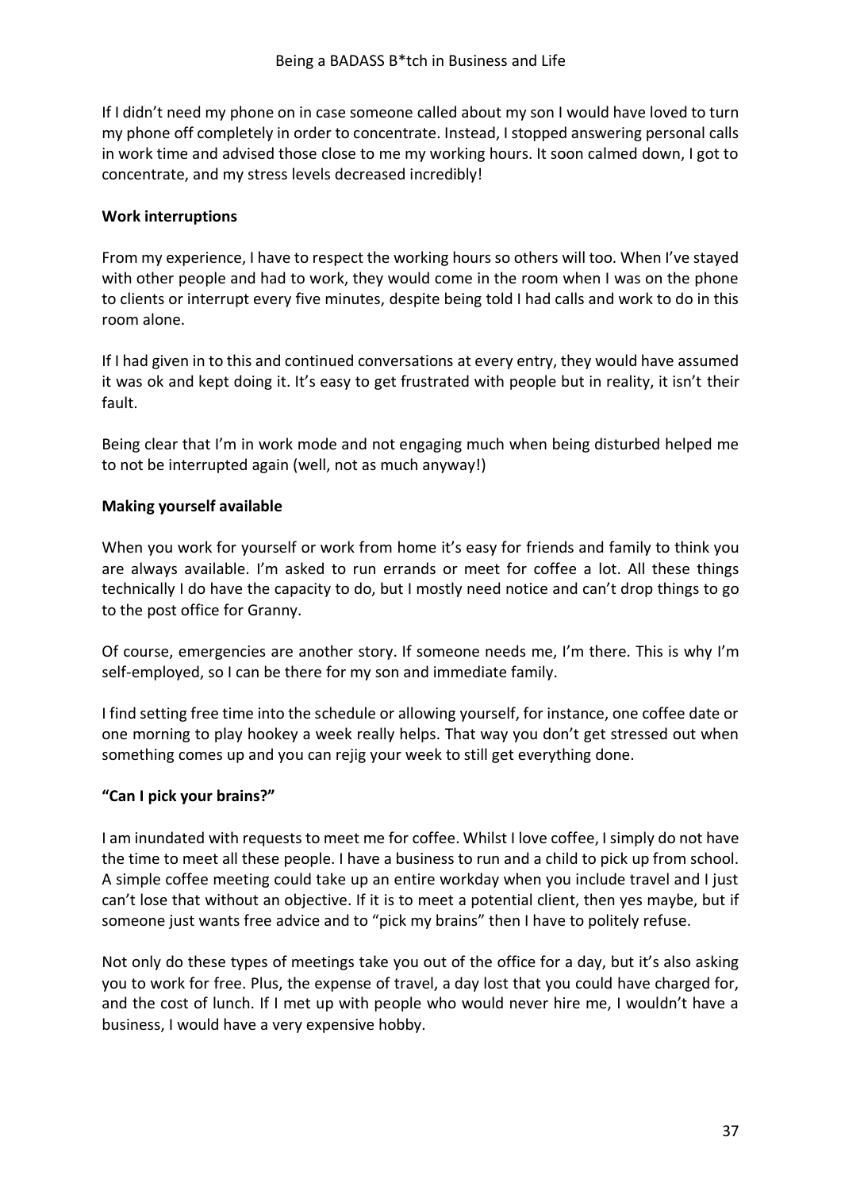If I didn't need my phone on in case someone called about my son I would have loved to turn my phone off completely in order to concentrate. Instead, I stopped answering personal calls in work time and advised those close to me my working hours. It soon calmed down, I got to concentrate, and my stress levels decreased incredibly!

**Work interruptions**

From my experience, I have to respect the working hours so others will too. When I've stayed with other people and had to work, they would come in the room when I was on the phone to clients or interrupt every five minutes, despite being told I had calls and work to do in this room alone.

If I had given in to this and continued conversations at every entry, they would have assumed it was ok and kept doing it. It's easy to get frustrated with people but in reality, it isn't their fault.

Being clear that I'm in work mode and not engaging much when being disturbed helped me to not be interrupted again (well, not as much anyway!)

**Making yourself available**

When you work for yourself or work from home it's easy for friends and family to think you are always available. I'm asked to run errands or meet for coffee a lot. All these things technically I do have the capacity to do, but I mostly need notice and can't drop things to go to the post office for Granny.

Of course, emergencies are another story. If someone needs me, I'm there. This is why I'm self-employed, so I can be there for my son and immediate family.

I find setting free time into the schedule or allowing yourself, for instance, one coffee date or one morning to play hookey a week really helps. That way you don't get stressed out when something comes up and you can rejig your week to still get everything done.

**"Can I pick your brains?"**

I am inundated with requests to meet me for coffee. Whilst I love coffee, I simply do not have the time to meet all these people. I have a business to run and a child to pick up from school. A simple coffee meeting could take up an entire workday when you include travel and I just can't lose that without an objective. If it is to meet a potential client, then yes maybe, but if someone just wants free advice and to "pick my brains" then I have to politely refuse.

Not only do these types of meetings take you out of the office for a day, but it's also asking you to work for free. Plus, the expense of travel, a day lost that you could have charged for, and the cost of lunch. If I met up with people who would never hire me, I wouldn't have a business, I would have a very expensive hobby.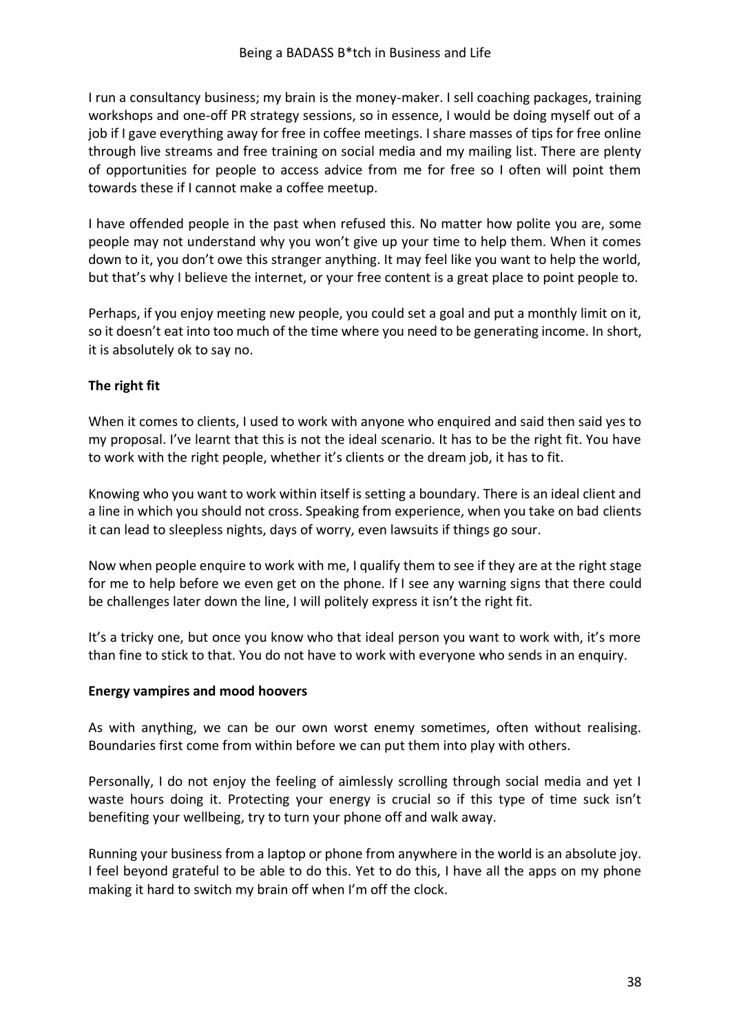I run a consultancy business; my brain is the money-maker. I sell coaching packages, training workshops and one-off PR strategy sessions, so in essence, I would be doing myself out of a job if I gave everything away for free in coffee meetings. I share masses of tips for free online through live streams and free training on social media and my mailing list. There are plenty of opportunities for people to access advice from me for free so I often will point them towards these if I cannot make a coffee meetup.

I have offended people in the past when refused this. No matter how polite you are, some people may not understand why you won't give up your time to help them. When it comes down to it, you don't owe this stranger anything. It may feel like you want to help the world, but that's why I believe the internet, or your free content is a great place to point people to.

Perhaps, if you enjoy meeting new people, you could set a goal and put a monthly limit on it, so it doesn't eat into too much of the time where you need to be generating income. In short, it is absolutely ok to say no.

**The right fit**

When it comes to clients, I used to work with anyone who enquired and said then said yes to my proposal. I've learnt that this is not the ideal scenario. It has to be the right fit. You have to work with the right people, whether it's clients or the dream job, it has to fit.

Knowing who you want to work within itself is setting a boundary. There is an ideal client and a line in which you should not cross. Speaking from experience, when you take on bad clients it can lead to sleepless nights, days of worry, even lawsuits if things go sour.

Now when people enquire to work with me, I qualify them to see if they are at the right stage for me to help before we even get on the phone. If I see any warning signs that there could be challenges later down the line, I will politely express it isn't the right fit.

It's a tricky one, but once you know who that ideal person you want to work with, it's more than fine to stick to that. You do not have to work with everyone who sends in an enquiry.

**Energy vampires and mood hoovers**

As with anything, we can be our own worst enemy sometimes, often without realising. Boundaries first come from within before we can put them into play with others.

Personally, I do not enjoy the feeling of aimlessly scrolling through social media and yet I waste hours doing it. Protecting your energy is crucial so if this type of time suck isn't benefiting your wellbeing, try to turn your phone off and walk away.

Running your business from a laptop or phone from anywhere in the world is an absolute joy. I feel beyond grateful to be able to do this. Yet to do this, I have all the apps on my phone making it hard to switch my brain off when I'm off the clock.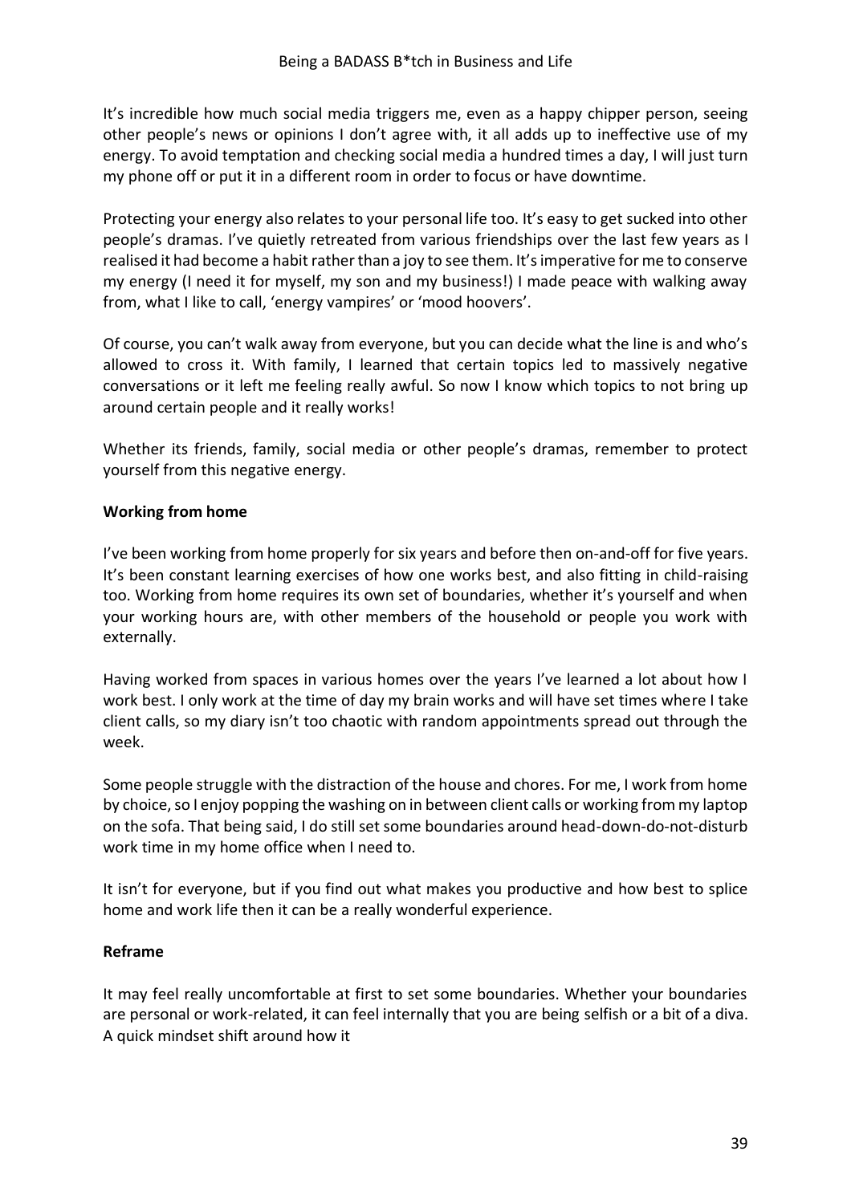It's incredible how much social media triggers me, even as a happy chipper person, seeing other people's news or opinions I don't agree with, it all adds up to ineffective use of my energy. To avoid temptation and checking social media a hundred times a day, I will just turn my phone off or put it in a different room in order to focus or have downtime.

Protecting your energy also relates to your personal life too. It's easy to get sucked into other people's dramas. I've quietly retreated from various friendships over the last few years as I realised it had become a habit rather than a joy to see them. It's imperative for me to conserve my energy (I need it for myself, my son and my business!) I made peace with walking away from, what I like to call, 'energy vampires' or 'mood hoovers'.

Of course, you can't walk away from everyone, but you can decide what the line is and who's allowed to cross it. With family, I learned that certain topics led to massively negative conversations or it left me feeling really awful. So now I know which topics to not bring up around certain people and it really works!

Whether its friends, family, social media or other people's dramas, remember to protect yourself from this negative energy.

**Working from home**

I've been working from home properly for six years and before then on-and-off for five years. It's been constant learning exercises of how one works best, and also fitting in child-raising too. Working from home requires its own set of boundaries, whether it's yourself and when your working hours are, with other members of the household or people you work with externally.

Having worked from spaces in various homes over the years I've learned a lot about how I work best. I only work at the time of day my brain works and will have set times where I take client calls, so my diary isn't too chaotic with random appointments spread out through the week.

Some people struggle with the distraction of the house and chores. For me, I work from home by choice, so I enjoy popping the washing on in between client calls or working from my laptop on the sofa. That being said, I do still set some boundaries around head-down-do-not-disturb work time in my home office when I need to.

It isn't for everyone, but if you find out what makes you productive and how best to splice home and work life then it can be a really wonderful experience.

**Reframe**

It may feel really uncomfortable at first to set some boundaries. Whether your boundaries are personal or work-related, it can feel internally that you are being selfish or a bit of a diva. A quick mindset shift around how it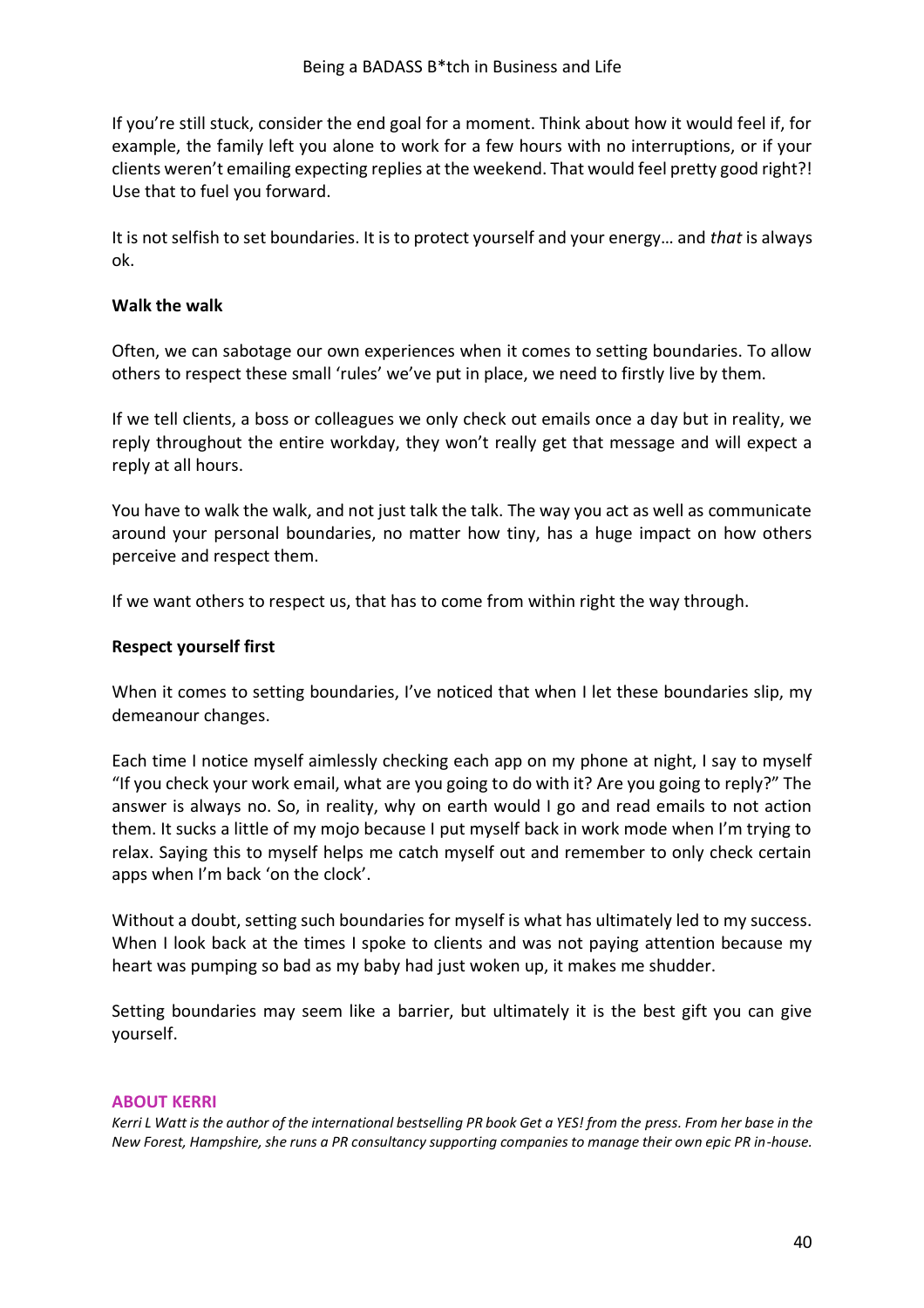If you're still stuck, consider the end goal for a moment. Think about how it would feel if, for example, the family left you alone to work for a few hours with no interruptions, or if your clients weren't emailing expecting replies at the weekend. That would feel pretty good right?! Use that to fuel you forward.

It is not selfish to set boundaries. It is to protect yourself and your energy… and *that* is always ok.

**Walk the walk**

Often, we can sabotage our own experiences when it comes to setting boundaries. To allow others to respect these small 'rules' we've put in place, we need to firstly live by them.

If we tell clients, a boss or colleagues we only check out emails once a day but in reality, we reply throughout the entire workday, they won't really get that message and will expect a reply at all hours.

You have to walk the walk, and not just talk the talk. The way you act as well as communicate around your personal boundaries, no matter how tiny, has a huge impact on how others perceive and respect them.

If we want others to respect us, that has to come from within right the way through.

**Respect yourself first**

When it comes to setting boundaries, I've noticed that when I let these boundaries slip, my demeanour changes.

Each time I notice myself aimlessly checking each app on my phone at night, I say to myself "If you check your work email, what are you going to do with it? Are you going to reply?" The answer is always no. So, in reality, why on earth would I go and read emails to not action them. It sucks a little of my mojo because I put myself back in work mode when I'm trying to relax. Saying this to myself helps me catch myself out and remember to only check certain apps when I'm back 'on the clock'.

Without a doubt, setting such boundaries for myself is what has ultimately led to my success. When I look back at the times I spoke to clients and was not paying attention because my heart was pumping so bad as my baby had just woken up, it makes me shudder.

Setting boundaries may seem like a barrier, but ultimately it is the best gift you can give yourself.

**ABOUT KERRI**

*Kerri L Watt is the author of the international bestselling PR book Get a YES! from the press. From her base in the New Forest, Hampshire, she runs a PR consultancy supporting companies to manage their own epic PR in-house.*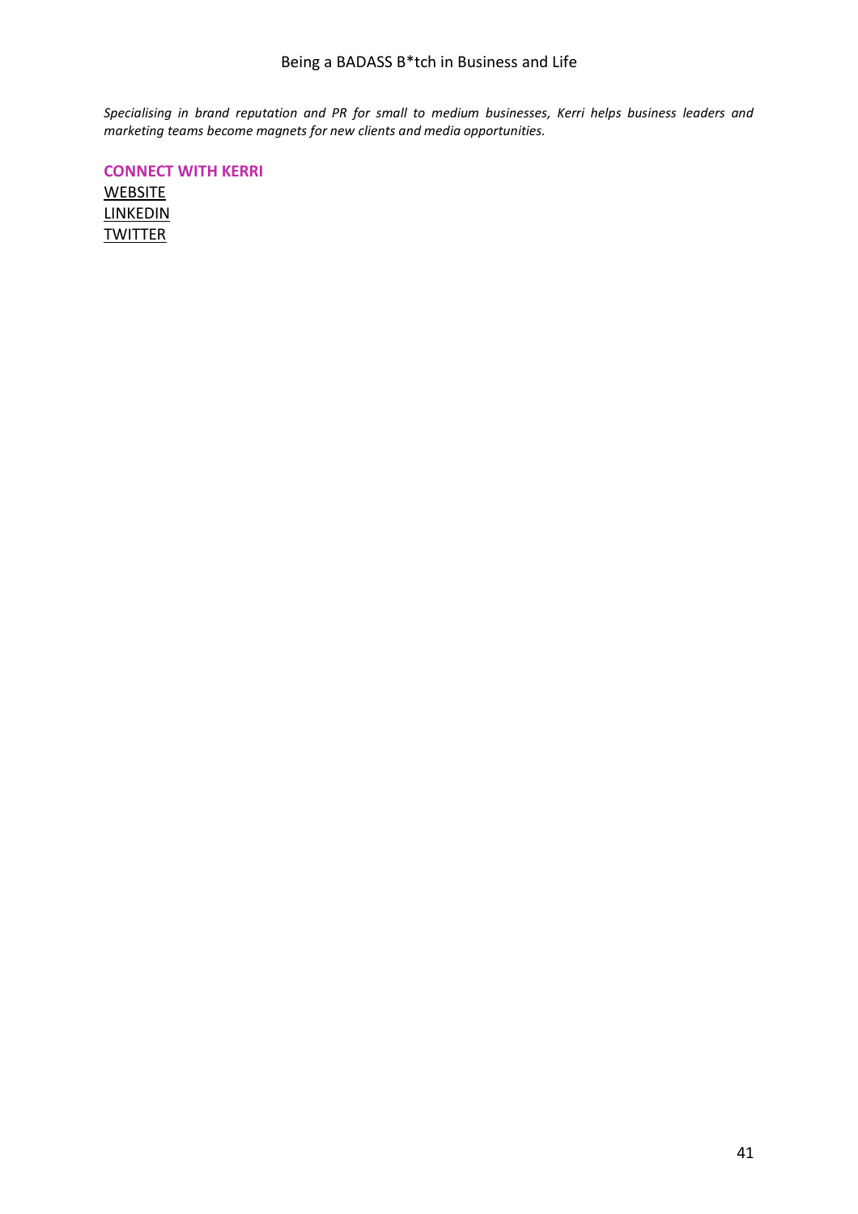*Specialising in brand reputation and PR for small to medium businesses, Kerri helps business leaders and marketing teams become magnets for new clients and media opportunities.*

**CONNECT WITH KERRI**

WEBSITE
LINKEDIN
TWITTER